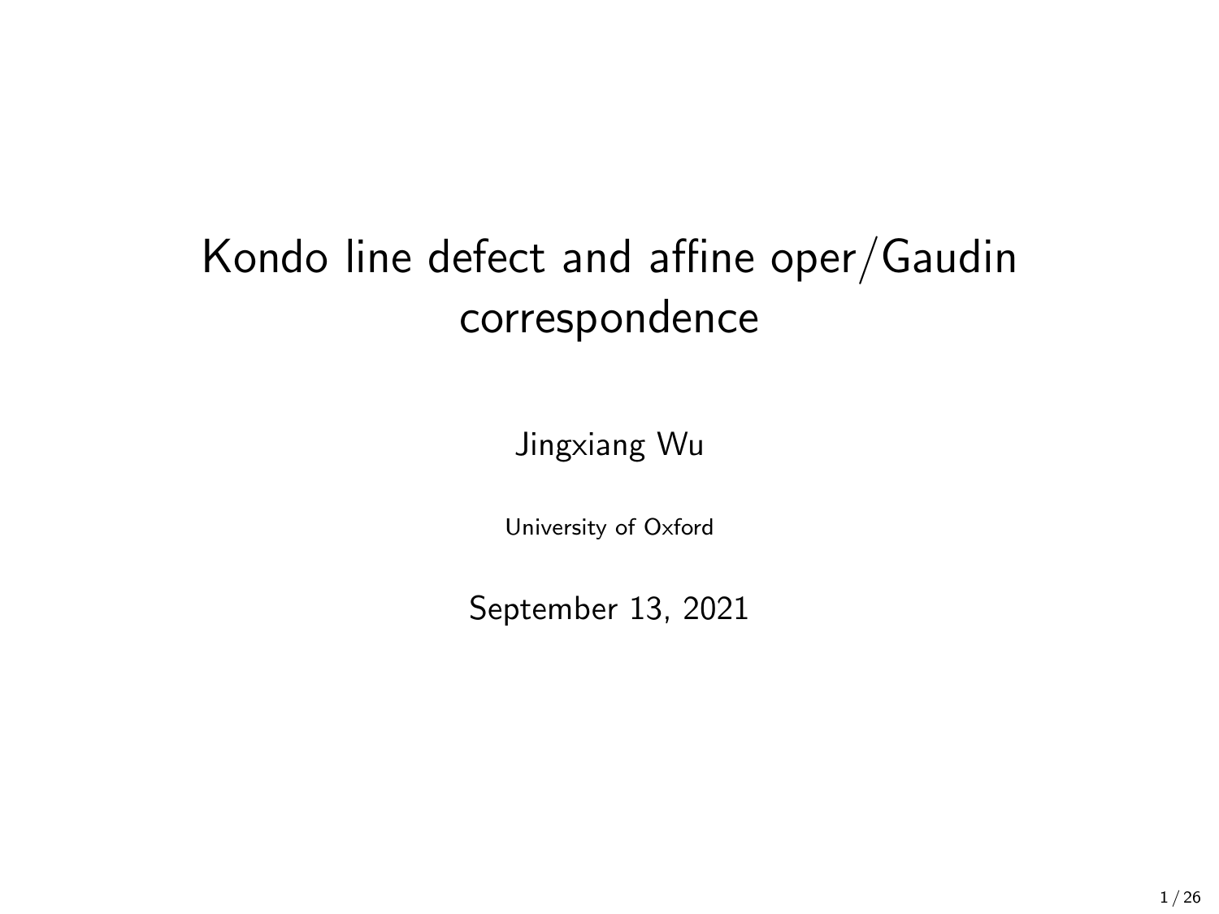# Kondo line defect and affine oper/Gaudin correspondence

Jingxiang Wu

University of Oxford

September 13, 2021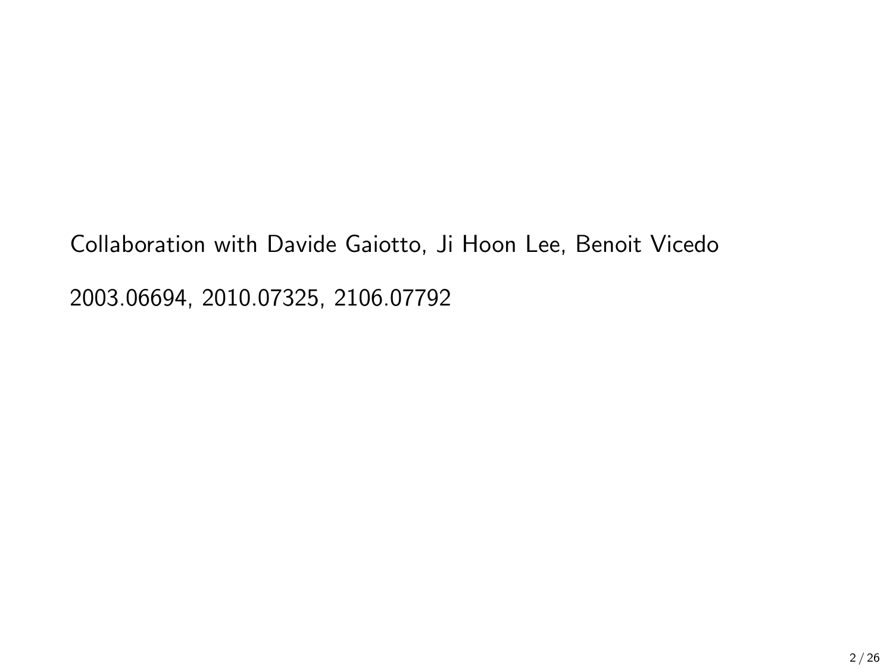Collaboration with Davide Gaiotto, Ji Hoon Lee, Benoit Vicedo

2003.06694, 2010.07325, 2106.07792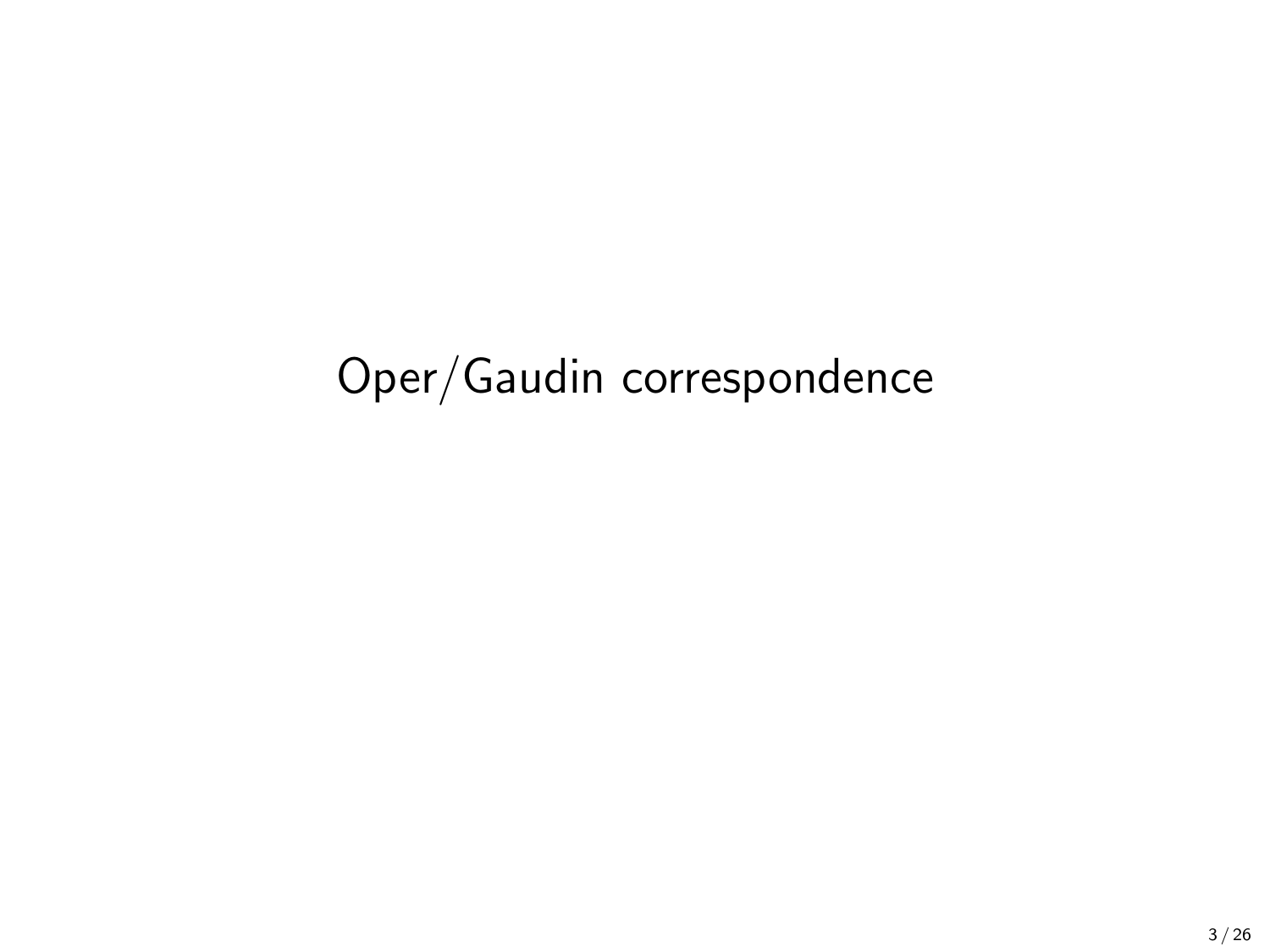# Oper/Gaudin correspondence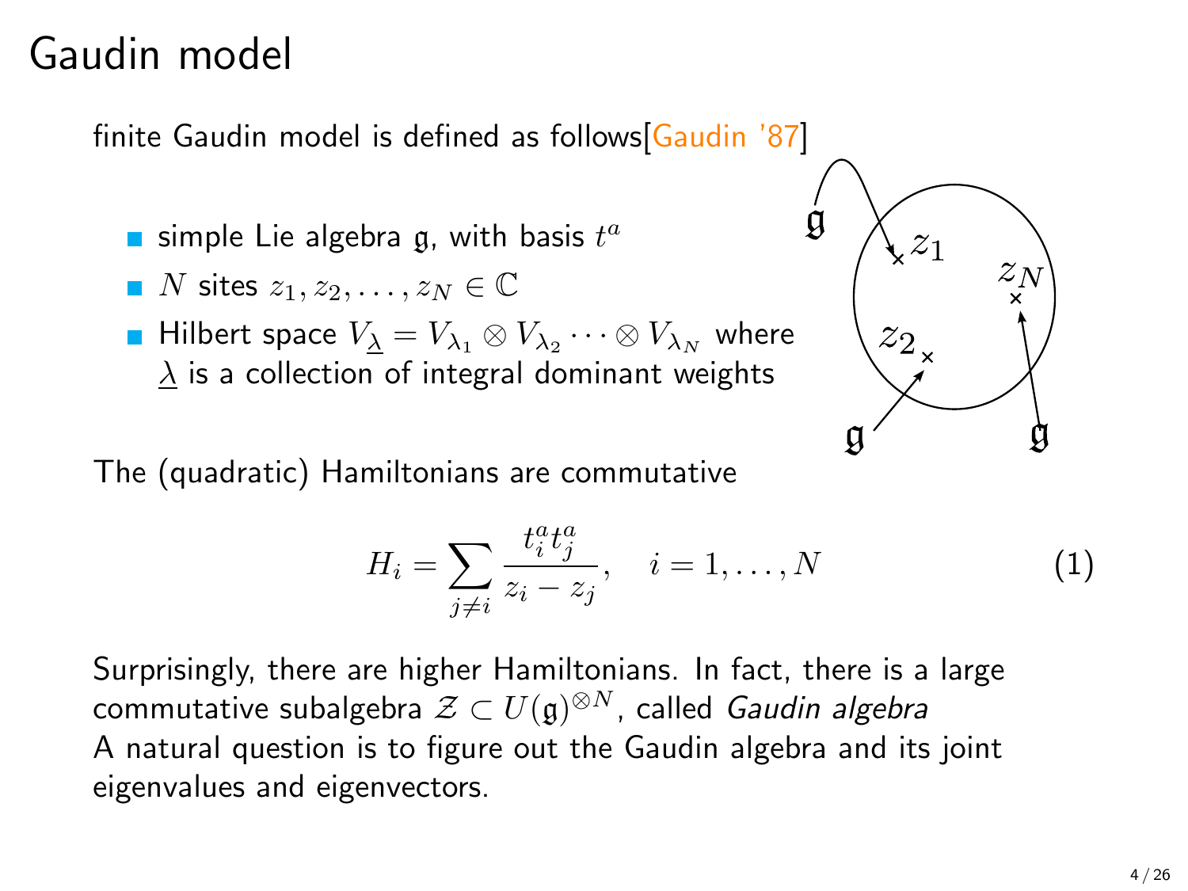# Gaudin model

finite Gaudin model is defined as follows[Gaudin '87]

- simple Lie algebra $\mathfrak{g}$, with basis $t^a$
- $N$ sites $z_1, z_2, \ldots, z_N \in \mathbb{C}$
- Hilbert space $V_{\underline{\lambda}} = V_{\lambda_1} \otimes V_{\lambda_2} \cdots \otimes V_{\lambda_N}$ where $\underline{\lambda}$ is a collection of integral dominant weights

The (quadratic) Hamiltonians are commutative

$$H_i = \sum_{j \neq i} \frac{t_i^a t_j^a}{z_i - z_j}, \quad i = 1, \ldots, N \tag{1}$$

Surprisingly, there are higher Hamiltonians. In fact, there is a large commutative subalgebra $\mathcal{Z} \subset U(\mathfrak{g})^{\otimes N}$, called *Gaudin algebra*
A natural question is to figure out the Gaudin algebra and its joint eigenvalues and eigenvectors.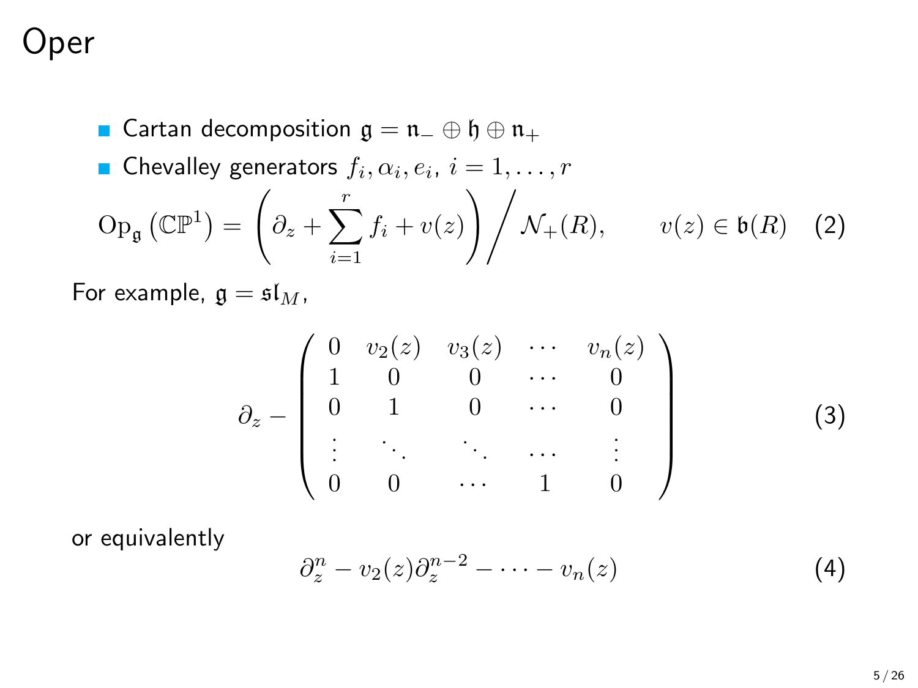# Oper

- Cartan decomposition $\mathfrak{g} = \mathfrak{n}_- \oplus \mathfrak{h} \oplus \mathfrak{n}_+$
- Chevalley generators $f_i, \alpha_i, e_i$, $i = 1, \ldots, r$

$$\mathrm{Op}_{\mathfrak{g}}\left(\mathbb{CP}^1\right) = \left(\partial_z + \sum_{i=1}^{r} f_i + v(z)\right) \Big/ \mathcal{N}_+(R), \qquad v(z) \in \mathfrak{b}(R) \quad (2)$$

For example, $\mathfrak{g} = \mathfrak{sl}_M$,

$$\partial_z - \begin{pmatrix} 0 & v_2(z) & v_3(z) & \cdots & v_n(z) \\ 1 & 0 & 0 & \cdots & 0 \\ 0 & 1 & 0 & \cdots & 0 \\ \vdots & \ddots & \ddots & \cdots & \vdots \\ 0 & 0 & \cdots & 1 & 0 \end{pmatrix} \quad (3)$$

or equivalently

$$\partial_z^n - v_2(z)\partial_z^{n-2} - \cdots - v_n(z) \quad (4)$$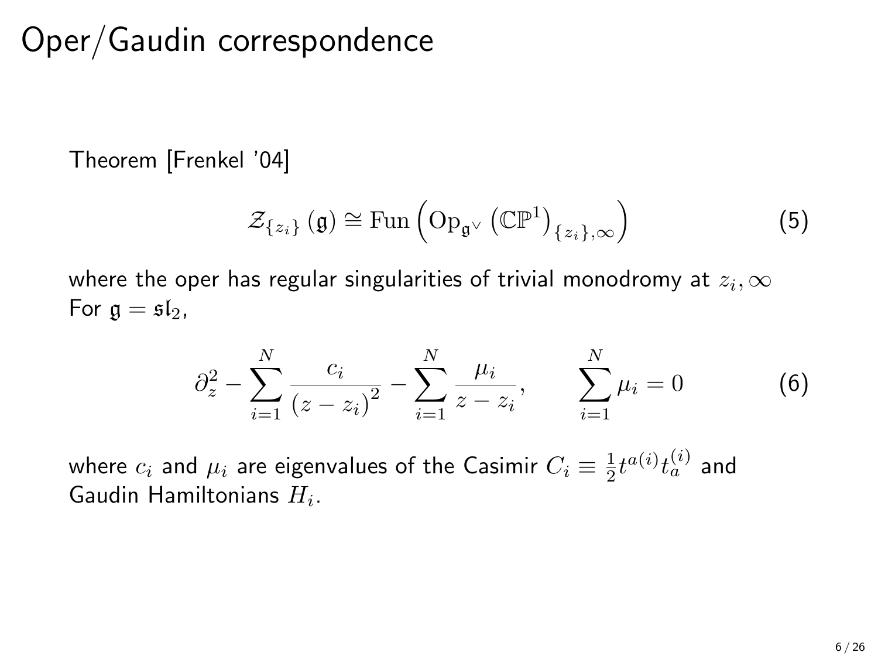# Oper/Gaudin correspondence

Theorem [Frenkel '04]

$$\mathcal{Z}_{\{z_i\}}(\mathfrak{g}) \cong \mathrm{Fun}\left(\mathrm{Op}_{\mathfrak{g}^\vee}\left(\mathbb{CP}^1\right)_{\{z_i\},\infty}\right) \tag{5}$$

where the oper has regular singularities of trivial monodromy at $z_i, \infty$
For $\mathfrak{g} = \mathfrak{sl}_2$,

$$\partial_z^2 - \sum_{i=1}^{N} \frac{c_i}{\left(z - z_i\right)^2} - \sum_{i=1}^{N} \frac{\mu_i}{z - z_i}, \qquad \sum_{i=1}^{N} \mu_i = 0 \tag{6}$$

where $c_i$ and $\mu_i$ are eigenvalues of the Casimir $C_i \equiv \frac{1}{2} t^{a(i)} t_a^{(i)}$ and Gaudin Hamiltonians $H_i$.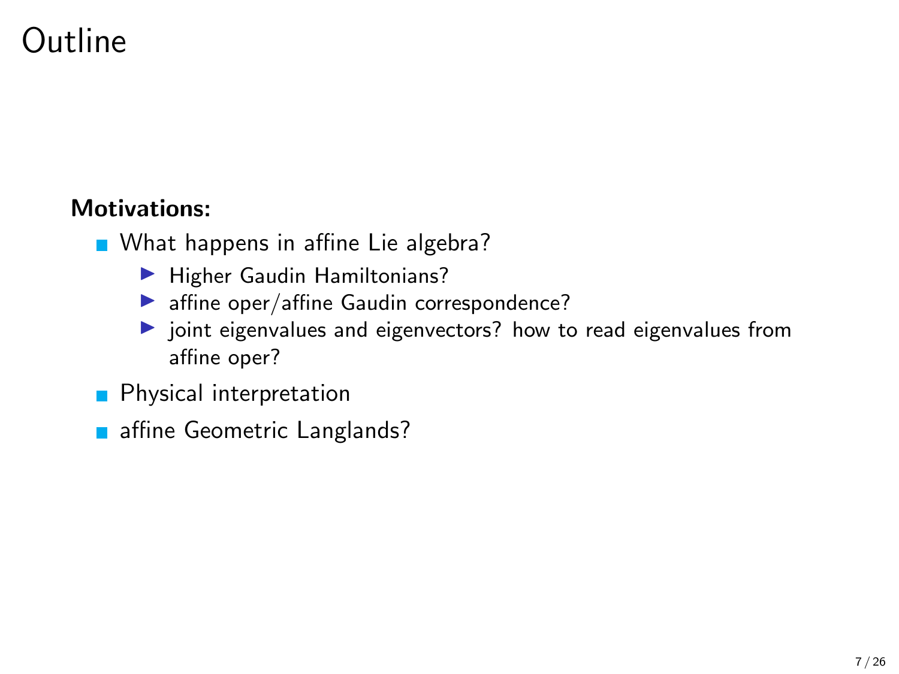# Outline

**Motivations:**

- What happens in affine Lie algebra?
  - Higher Gaudin Hamiltonians?
  - affine oper/affine Gaudin correspondence?
  - joint eigenvalues and eigenvectors? how to read eigenvalues from affine oper?
- Physical interpretation
- affine Geometric Langlands?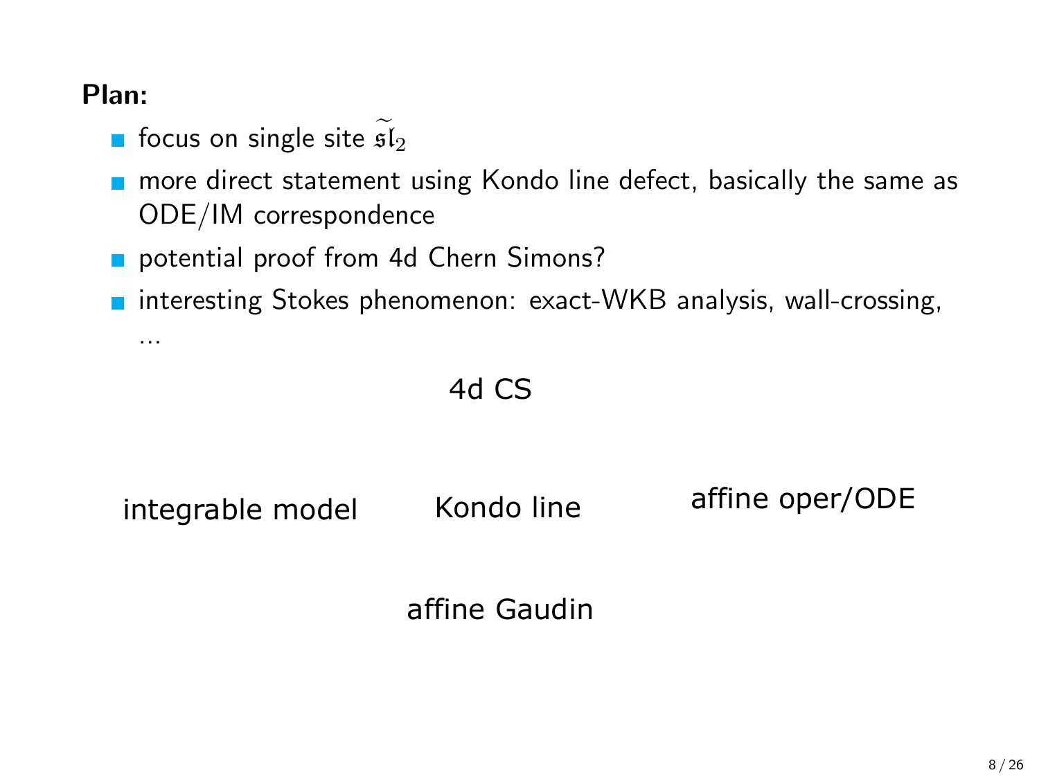**Plan:**

- focus on single site $\widetilde{\mathfrak{sl}}_2$
- more direct statement using Kondo line defect, basically the same as ODE/IM correspondence
- potential proof from 4d Chern Simons?
- interesting Stokes phenomenon: exact-WKB analysis, wall-crossing, ...

4d CS

integrable model

Kondo line

affine oper/ODE

affine Gaudin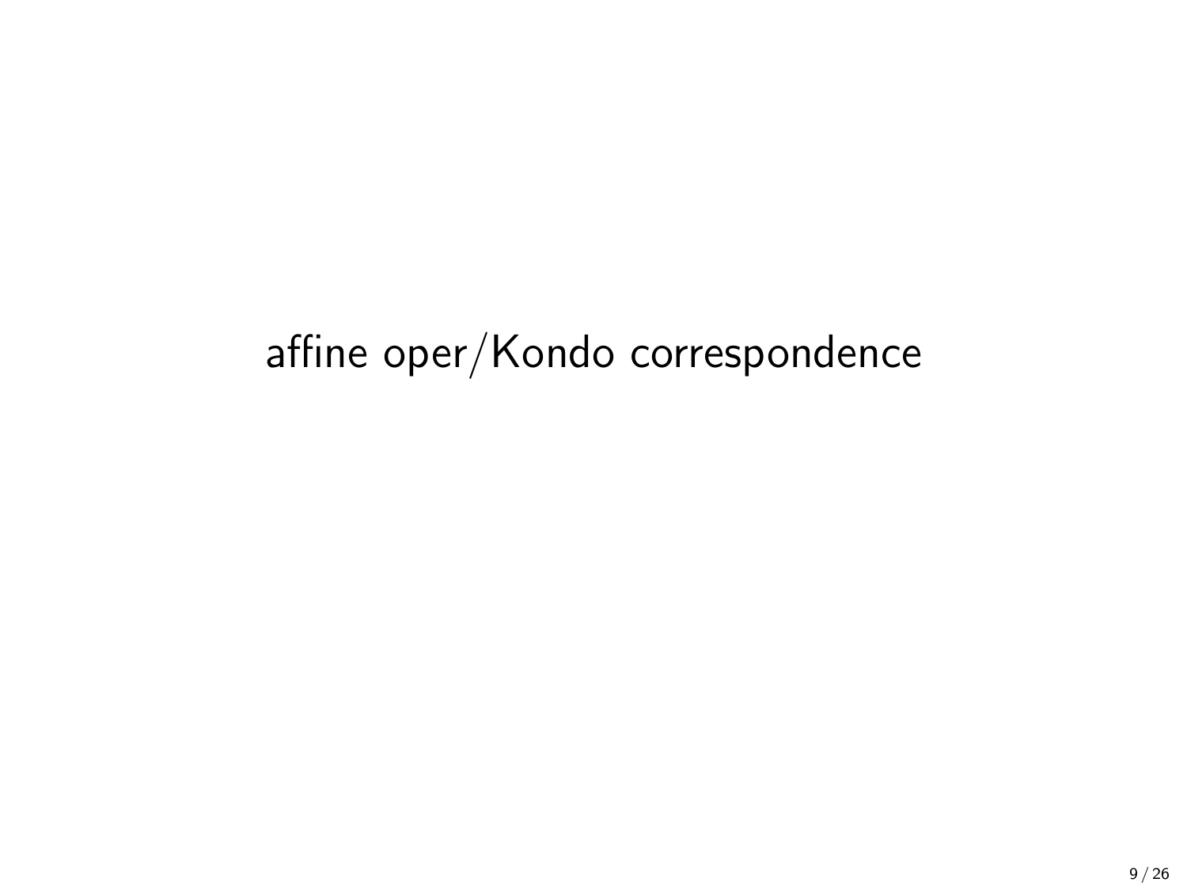# affine oper/Kondo correspondence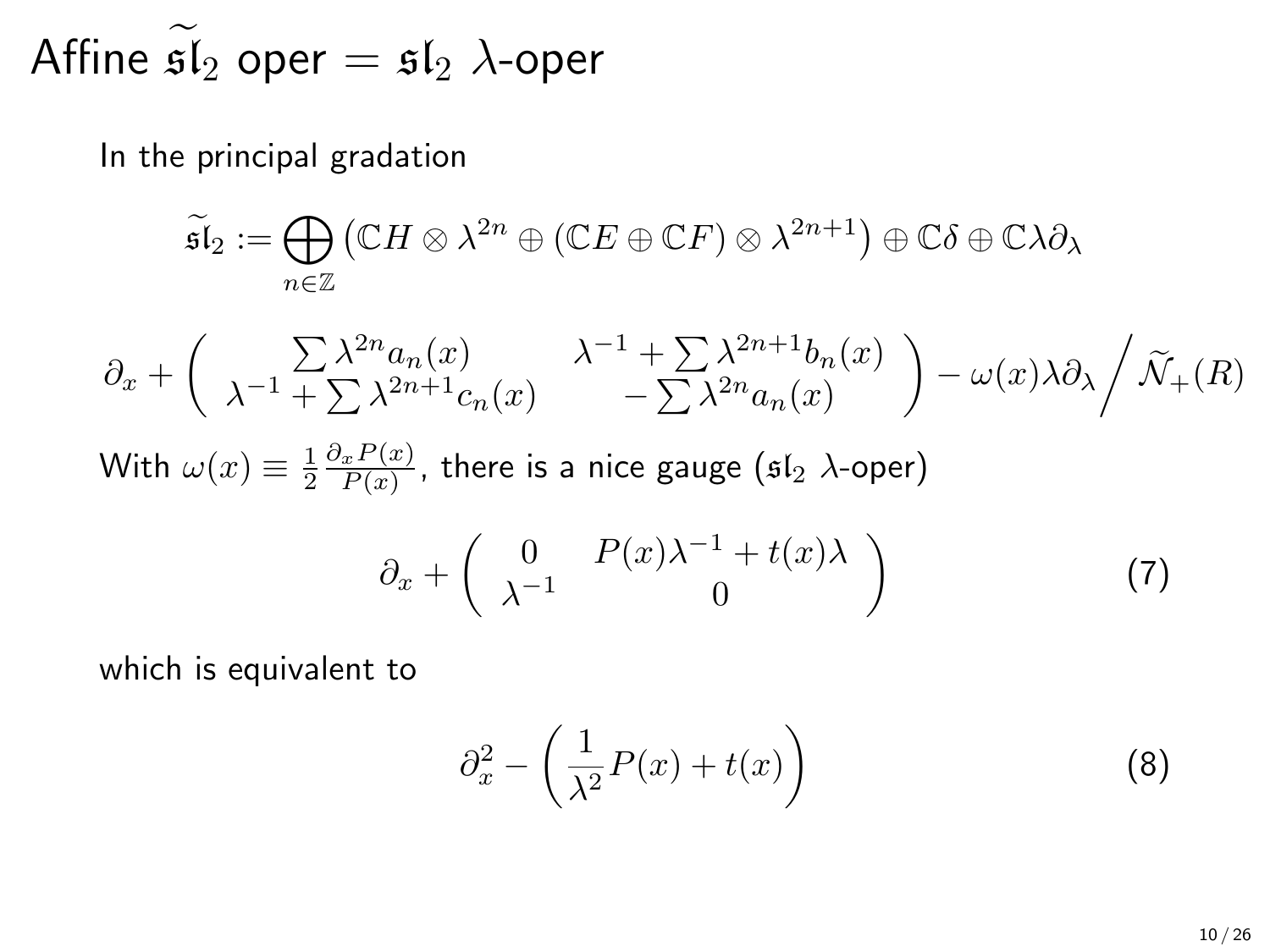# Affine $\widetilde{\mathfrak{sl}}_2$ oper = $\mathfrak{sl}_2$ $\lambda$-oper

In the principal gradation

$$\widetilde{\mathfrak{sl}}_2 := \bigoplus_{n\in\mathbb{Z}} \left(\mathbb{C}H \otimes \lambda^{2n} \oplus (\mathbb{C}E \oplus \mathbb{C}F) \otimes \lambda^{2n+1}\right) \oplus \mathbb{C}\delta \oplus \mathbb{C}\lambda\partial_\lambda$$

$$\partial_x + \left( \begin{array}{cc} \sum \lambda^{2n} a_n(x) & \lambda^{-1} + \sum \lambda^{2n+1} b_n(x) \\ \lambda^{-1} + \sum \lambda^{2n+1} c_n(x) & -\sum \lambda^{2n} a_n(x) \end{array} \right) - \omega(x)\lambda\partial_\lambda \Big/ \widetilde{\mathcal{N}}_+(R)$$

With $\omega(x) \equiv \frac{1}{2}\frac{\partial_x P(x)}{P(x)}$, there is a nice gauge ($\mathfrak{sl}_2$ $\lambda$-oper)

$$\partial_x + \left( \begin{array}{cc} 0 & P(x)\lambda^{-1} + t(x)\lambda \\ \lambda^{-1} & 0 \end{array} \right) \tag{7}$$

which is equivalent to

$$\partial_x^2 - \left(\frac{1}{\lambda^2}P(x) + t(x)\right) \tag{8}$$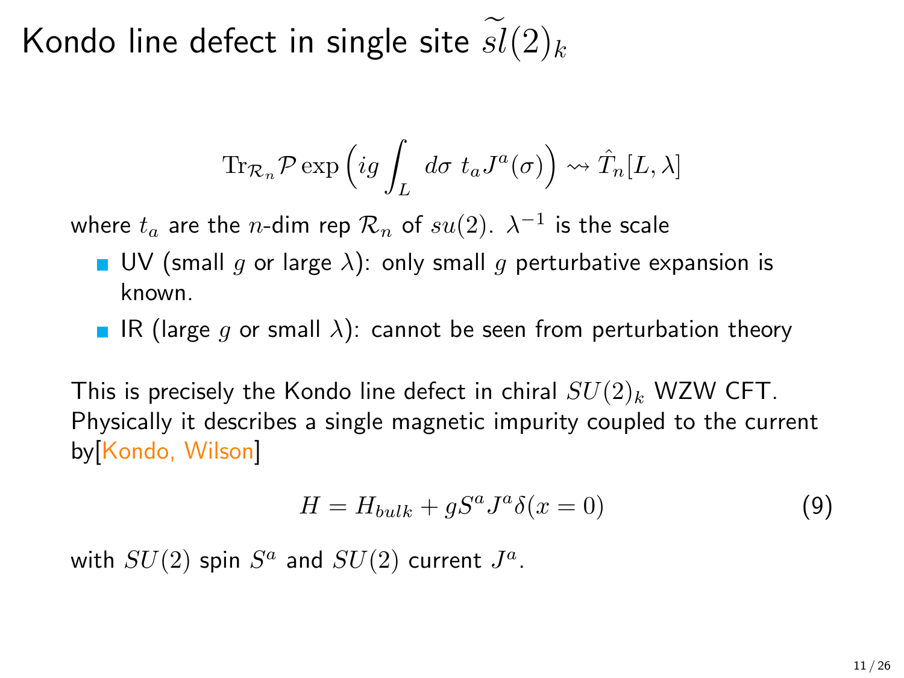# Kondo line defect in single site $\widetilde{sl}(2)_k$

$$\mathrm{Tr}_{\mathcal{R}_n} \mathcal{P} \exp\Big( ig \int_L \, d\sigma \; t_a J^a(\sigma) \Big) \rightsquigarrow \hat{T}_n[L, \lambda]$$

where $t_a$ are the $n$-dim rep $\mathcal{R}_n$ of $su(2)$. $\lambda^{-1}$ is the scale

- UV (small $g$ or large $\lambda$): only small $g$ perturbative expansion is known.
- IR (large $g$ or small $\lambda$): cannot be seen from perturbation theory

This is precisely the Kondo line defect in chiral $SU(2)_k$ WZW CFT. Physically it describes a single magnetic impurity coupled to the current by[Kondo, Wilson]

$$H = H_{bulk} + g S^a J^a \delta(x = 0) \tag{9}$$

with $SU(2)$ spin $S^a$ and $SU(2)$ current $J^a$.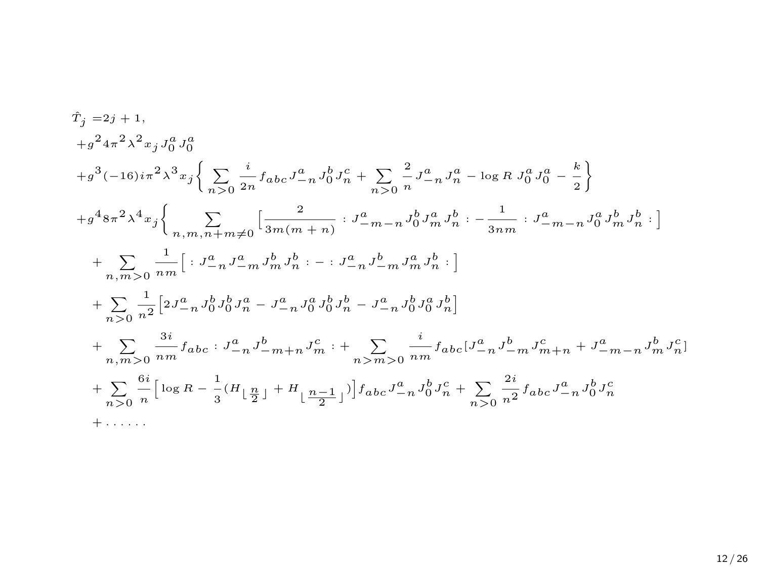$$
\begin{aligned}
\hat{T}_j =& 2j + 1, \\
&+ g^2 4\pi^2 \lambda^2 x_j J_0^a J_0^a \\
&+ g^3 (-16) i \pi^2 \lambda^3 x_j \left\{ \sum_{n>0} \frac{i}{2n} f_{abc} J_{-n}^a J_0^b J_n^c + \sum_{n>0} \frac{2}{n} J_{-n}^a J_n^a - \log R \; J_0^a J_0^a - \frac{k}{2} \right\} \\
&+ g^4 8\pi^2 \lambda^4 x_j \left\{ \sum_{n,m,n+m \neq 0} \Big[ \frac{2}{3m(m+n)} : J_{-m-n}^a J_0^b J_m^a J_n^b : - \frac{1}{3nm} : J_{-m-n}^a J_0^a J_m^b J_n^b : \Big] \right. \\
&\quad + \sum_{n,m>0} \frac{1}{nm} \Big[ : J_{-n}^a J_{-m}^a J_m^b J_n^b : - : J_{-n}^a J_{-m}^b J_m^a J_n^b : \Big] \\
&\quad + \sum_{n>0} \frac{1}{n^2} \Big[ 2 J_{-n}^a J_0^b J_0^b J_n^a - J_{-n}^a J_0^a J_0^b J_n^b - J_{-n}^a J_0^b J_0^a J_n^b \Big] \\
&\quad + \sum_{n,m>0} \frac{3i}{nm} f_{abc} : J_{-n}^a J_{-m+n}^b J_m^c : + \sum_{n>m>0} \frac{i}{nm} f_{abc} [ J_{-n}^a J_{-m}^b J_{m+n}^c + J_{-m-n}^a J_m^b J_n^c ] \\
&\quad + \sum_{n>0} \frac{6i}{n} \Big[ \log R - \frac{1}{3} ( H_{\lfloor \frac{n}{2} \rfloor} + H_{\lfloor \frac{n-1}{2} \rfloor} ) \Big] f_{abc} J_{-n}^a J_0^b J_n^c + \sum_{n>0} \frac{2i}{n^2} f_{abc} J_{-n}^a J_0^b J_n^c \\
&\quad + \ldots\ldots
\end{aligned}
$$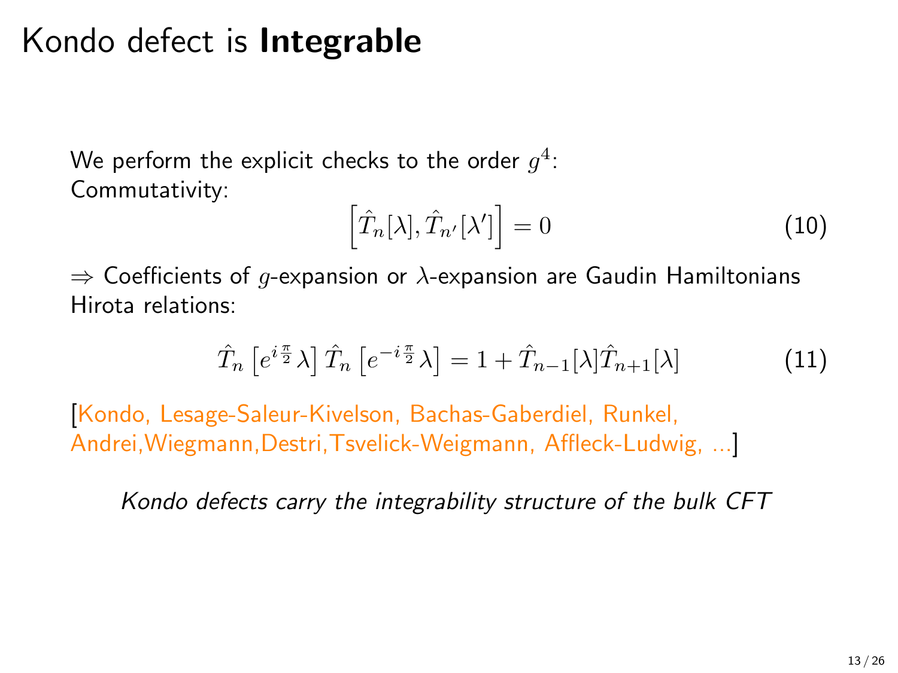# Kondo defect is **Integrable**

We perform the explicit checks to the order $g^4$:
Commutativity:

$$\left[\hat{T}_n[\lambda], \hat{T}_{n'}[\lambda']\right] = 0 \tag{10}$$

$\Rightarrow$ Coefficients of $g$-expansion or $\lambda$-expansion are Gaudin Hamiltonians
Hirota relations:

$$\hat{T}_n\left[e^{i\frac{\pi}{2}}\lambda\right]\hat{T}_n\left[e^{-i\frac{\pi}{2}}\lambda\right] = 1 + \hat{T}_{n-1}[\lambda]\hat{T}_{n+1}[\lambda] \tag{11}$$

[Kondo, Lesage-Saleur-Kivelson, Bachas-Gaberdiel, Runkel, Andrei,Wiegmann,Destri,Tsvelick-Weigmann, Affleck-Ludwig, ...]

*Kondo defects carry the integrability structure of the bulk CFT*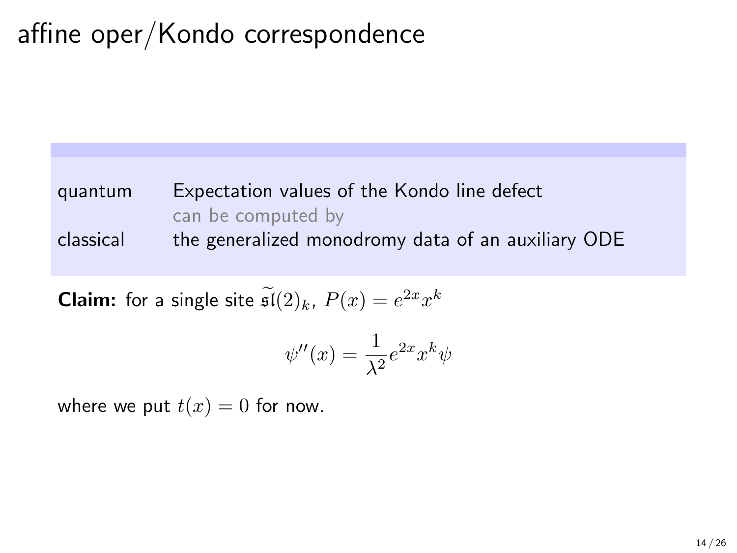# affine oper/Kondo correspondence

| | |
|---|---|
| quantum | Expectation values of the Kondo line defect |
| | can be computed by |
| classical | the generalized monodromy data of an auxiliary ODE |

**Claim:** for a single site $\widetilde{\mathfrak{sl}}(2)_k$, $P(x) = e^{2x}x^k$

$$\psi''(x) = \frac{1}{\lambda^2} e^{2x} x^k \psi$$

where we put $t(x) = 0$ for now.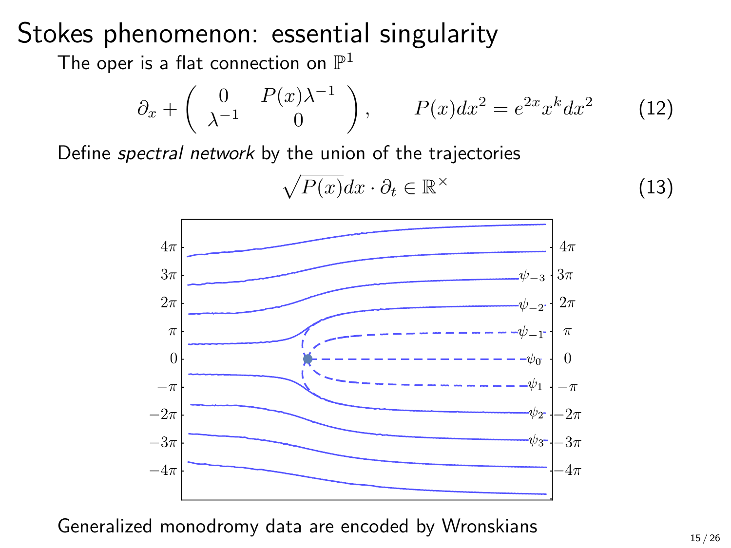# Stokes phenomenon: essential singularity

The oper is a flat connection on $\mathbb{P}^1$

$$\partial_x + \begin{pmatrix} 0 & P(x)\lambda^{-1} \\ \lambda^{-1} & 0 \end{pmatrix}, \qquad P(x)dx^2 = e^{2x}x^k dx^2 \tag{12}$$

Define *spectral network* by the union of the trajectories

$$\sqrt{P(x)}dx \cdot \partial_t \in \mathbb{R}^\times \tag{13}$$

Generalized monodromy data are encoded by Wronskians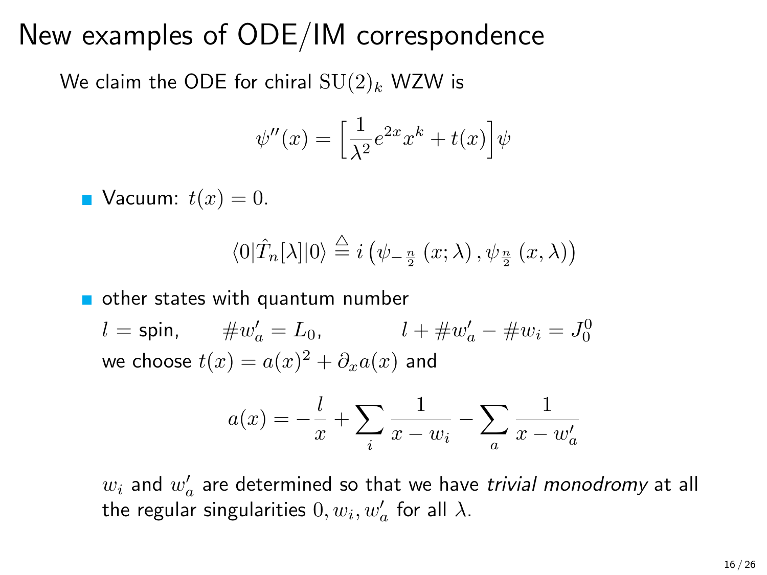# New examples of ODE/IM correspondence

We claim the ODE for chiral $\mathrm{SU}(2)_k$ WZW is

$$\psi''(x) = \Big[\frac{1}{\lambda^2} e^{2x} x^k + t(x)\Big]\psi$$

- Vacuum: $t(x) = 0$.

$$\langle 0|\hat{T}_n[\lambda]|0\rangle \stackrel{\triangle}{=} i\left(\psi_{-\frac{n}{2}}\left(x;\lambda\right), \psi_{\frac{n}{2}}\left(x,\lambda\right)\right)$$

- other states with quantum number

  $l =$ spin, $\quad \#w'_a = L_0$, $\quad l + \#w'_a - \#w_i = J_0^0$

  we choose $t(x) = a(x)^2 + \partial_x a(x)$ and

$$a(x) = -\frac{l}{x} + \sum_i \frac{1}{x - w_i} - \sum_a \frac{1}{x - w'_a}$$

  $w_i$ and $w'_a$ are determined so that we have *trivial monodromy* at all the regular singularities $0, w_i, w'_a$ for all $\lambda$.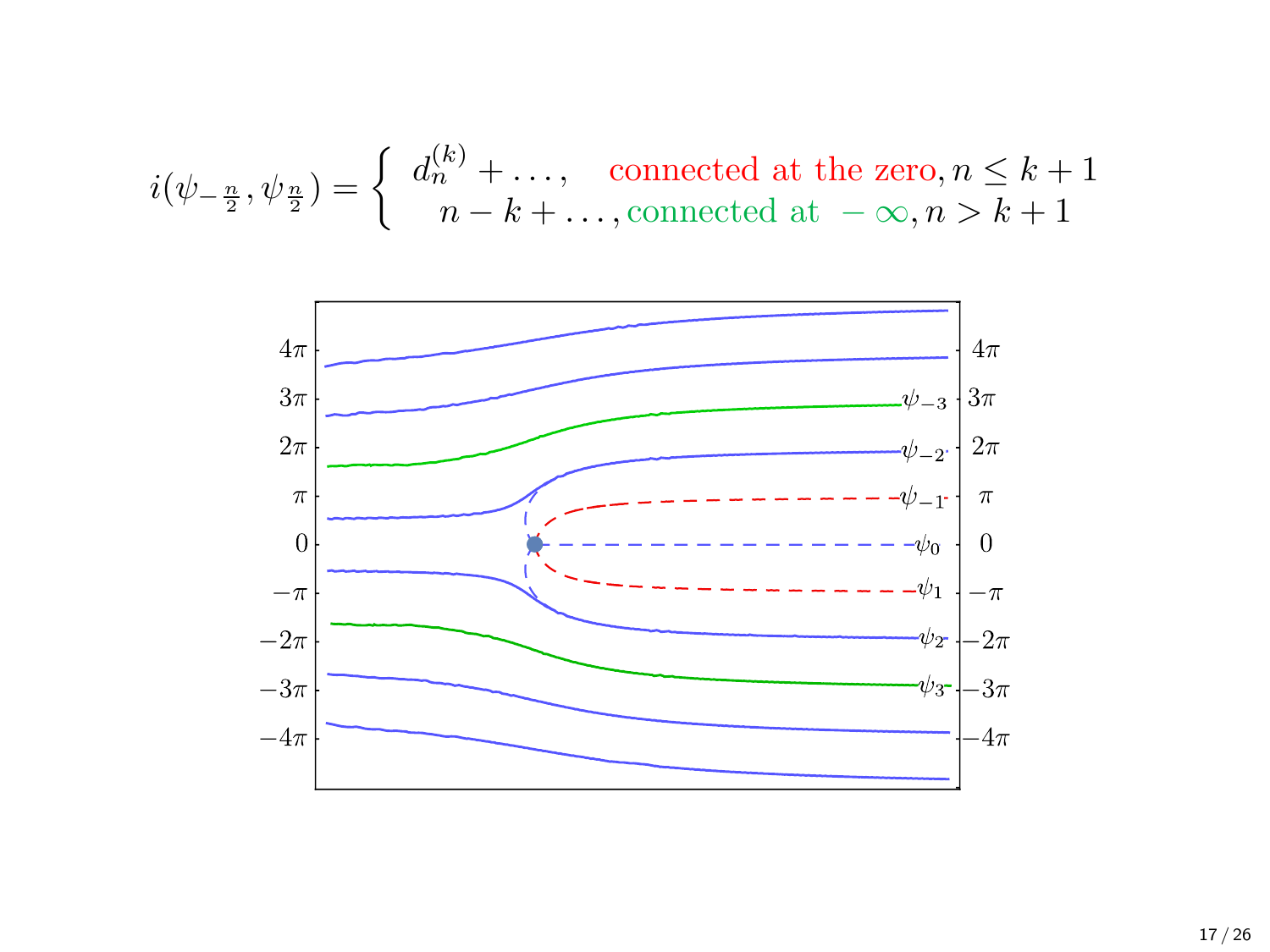$$
i(\psi_{-\frac{n}{2}}, \psi_{\frac{n}{2}}) = \begin{cases} d_n^{(k)} + \ldots, & \text{connected at the zero}, n \leq k+1 \\ n - k + \ldots, & \text{connected at } -\infty, n > k+1 \end{cases}
$$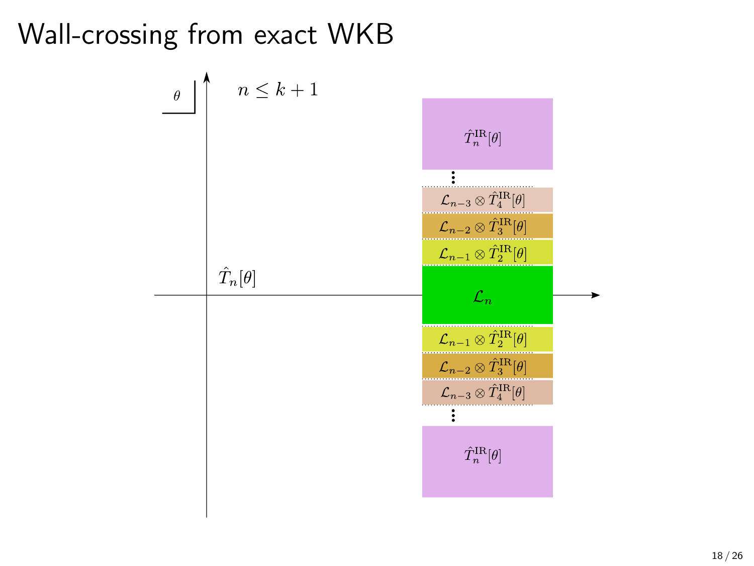# Wall-crossing from exact WKB

$\theta$

$n \leq k+1$

$\hat{T}_n[\theta]$

$\hat{T}_n^{\mathrm{IR}}[\theta]$

$\mathcal{L}_{n-3} \otimes \hat{T}_4^{\mathrm{IR}}[\theta]$

$\mathcal{L}_{n-2} \otimes \hat{T}_3^{\mathrm{IR}}[\theta]$

$\mathcal{L}_{n-1} \otimes \hat{T}_2^{\mathrm{IR}}[\theta]$

$\mathcal{L}_n$

$\mathcal{L}_{n-1} \otimes \hat{T}_2^{\mathrm{IR}}[\theta]$

$\mathcal{L}_{n-2} \otimes \hat{T}_3^{\mathrm{IR}}[\theta]$

$\mathcal{L}_{n-3} \otimes \hat{T}_4^{\mathrm{IR}}[\theta]$

$\hat{T}_n^{\mathrm{IR}}[\theta]$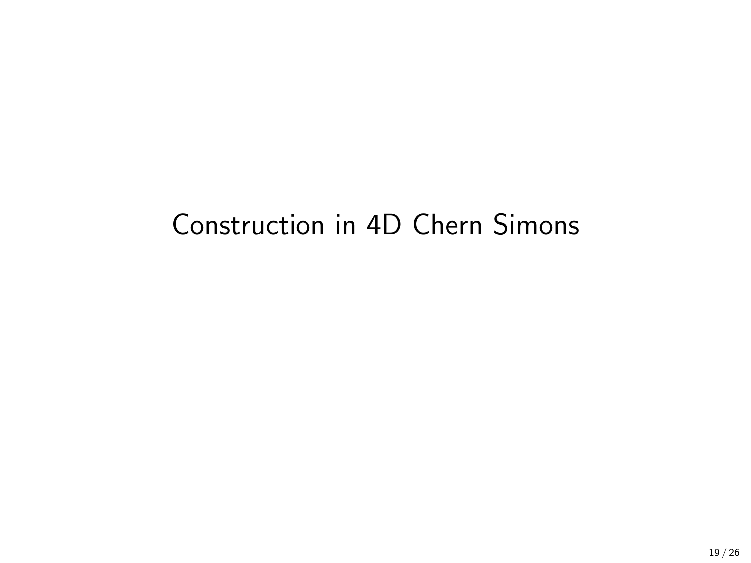# Construction in 4D Chern Simons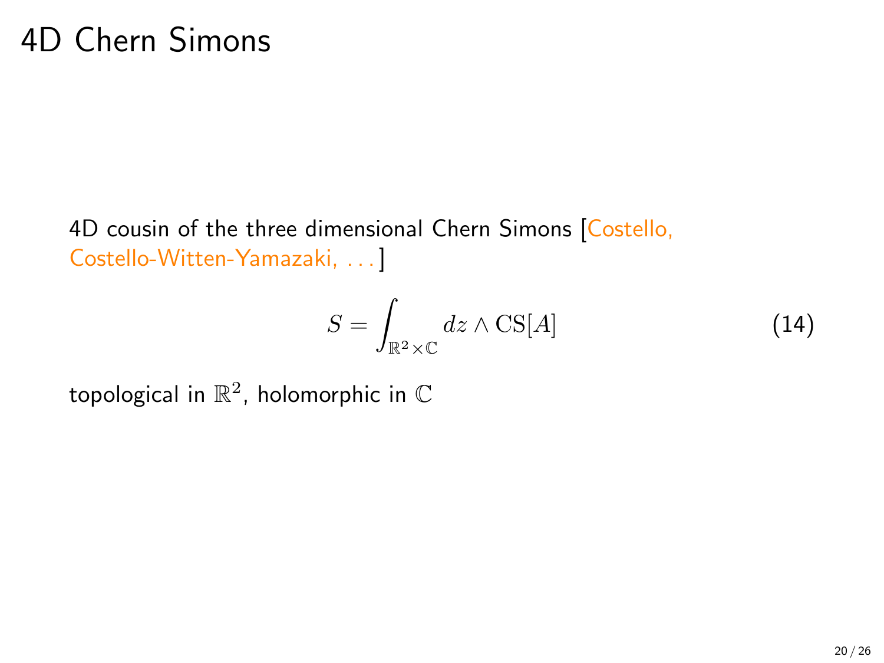# 4D Chern Simons

4D cousin of the three dimensional Chern Simons [Costello, Costello-Witten-Yamazaki, . . . ]

$$S = \int_{\mathbb{R}^2 \times \mathbb{C}} dz \wedge \mathrm{CS}[A] \tag{14}$$

topological in $\mathbb{R}^2$, holomorphic in $\mathbb{C}$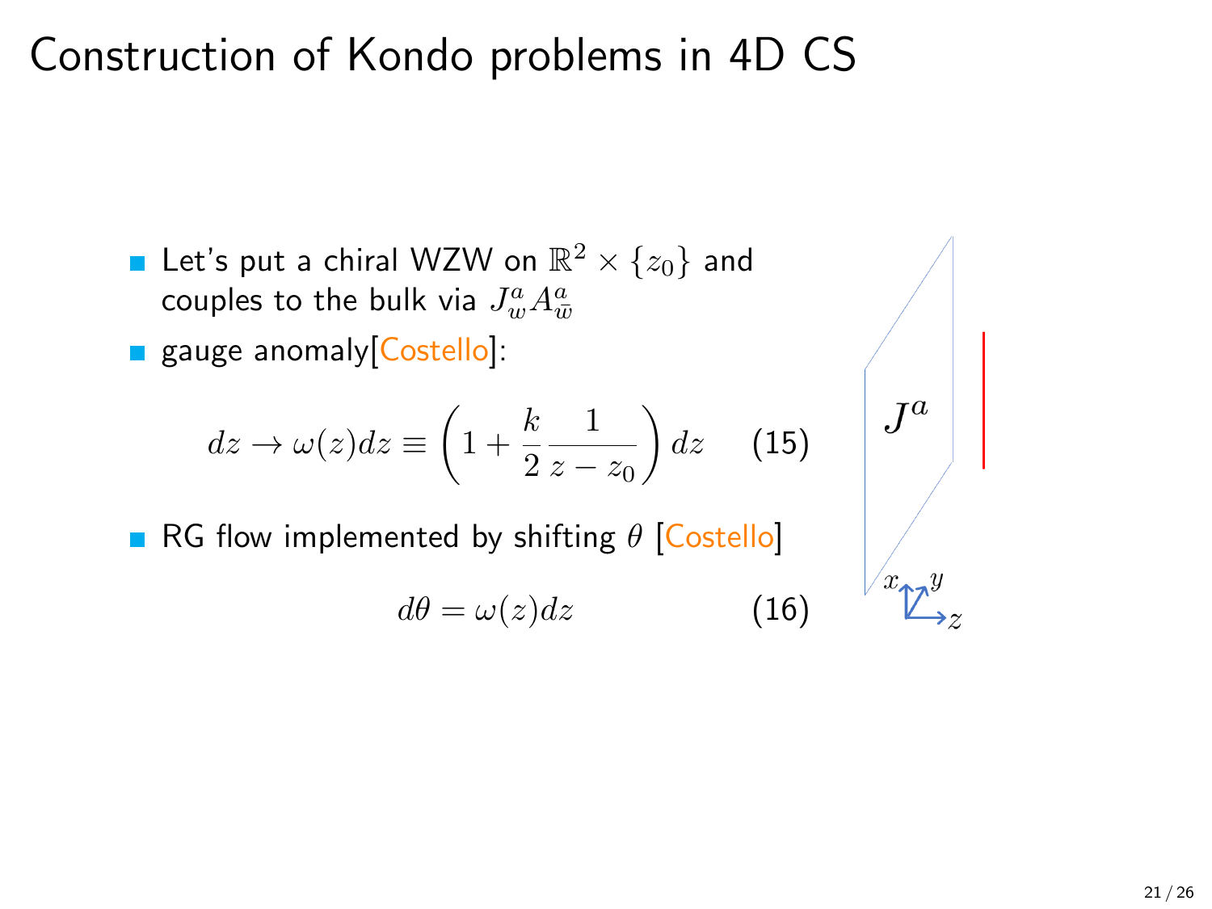# Construction of Kondo problems in 4D CS

- Let's put a chiral WZW on $\mathbb{R}^2 \times \{z_0\}$ and couples to the bulk via $J^a_w A^a_{\bar{w}}$
- gauge anomaly[Costello]:

$$dz \to \omega(z)dz \equiv \left(1 + \frac{k}{2}\frac{1}{z - z_0}\right)dz \qquad (15)$$

- RG flow implemented by shifting $\theta$ [Costello]

$$d\theta = \omega(z)dz \qquad (16)$$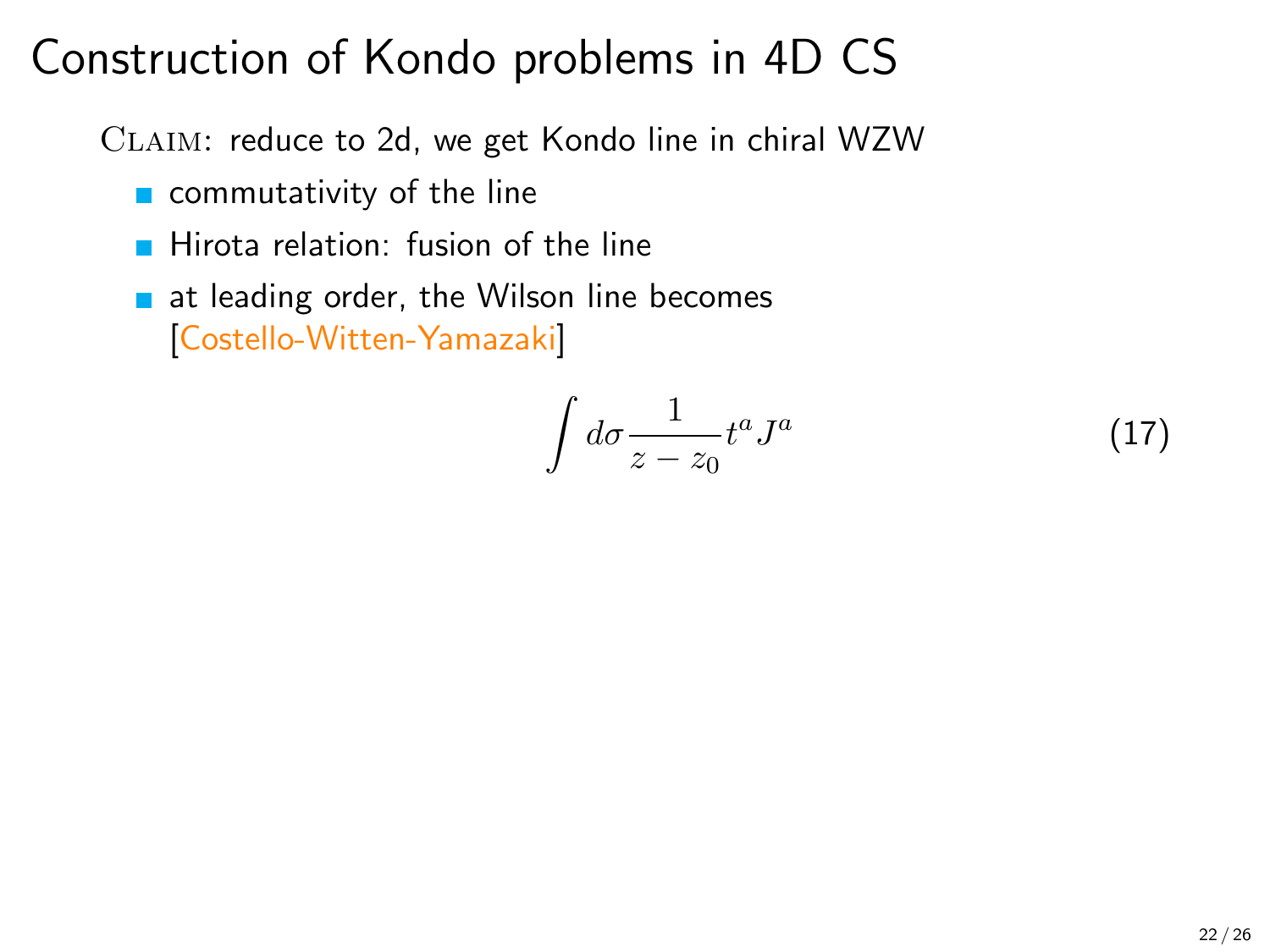# Construction of Kondo problems in 4D CS

CLAIM: reduce to 2d, we get Kondo line in chiral WZW

- commutativity of the line
- Hirota relation: fusion of the line
- at leading order, the Wilson line becomes [Costello-Witten-Yamazaki]

$$\int d\sigma \frac{1}{z - z_0} t^a J^a \tag{17}$$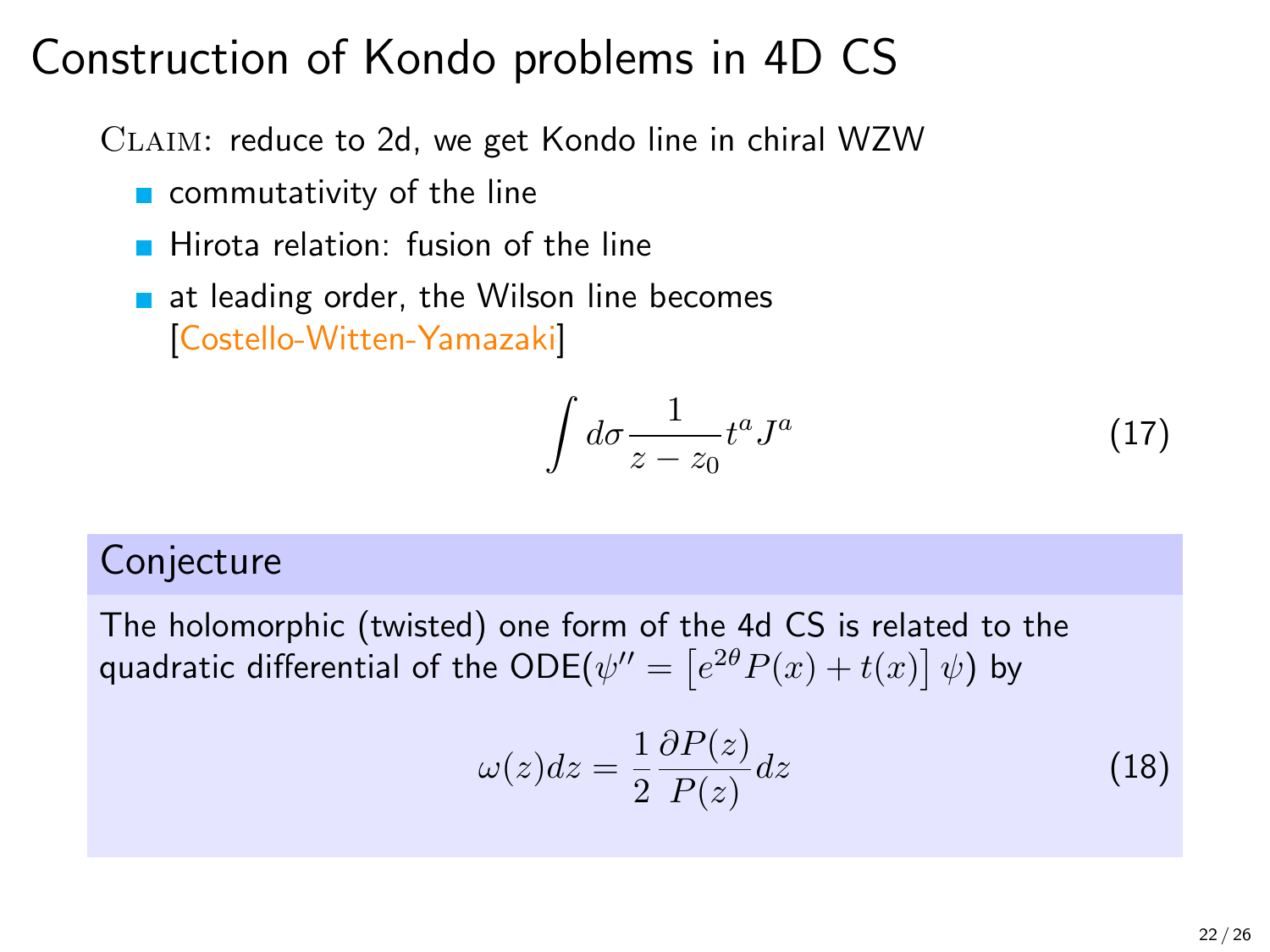# Construction of Kondo problems in 4D CS

CLAIM: reduce to 2d, we get Kondo line in chiral WZW

- commutativity of the line
- Hirota relation: fusion of the line
- at leading order, the Wilson line becomes [Costello-Witten-Yamazaki]

$$\int d\sigma \frac{1}{z - z_0} t^a J^a \tag{17}$$

**Conjecture**

The holomorphic (twisted) one form of the 4d CS is related to the quadratic differential of the ODE($\psi'' = \left[e^{2\theta} P(x) + t(x)\right] \psi$) by

$$\omega(z) dz = \frac{1}{2} \frac{\partial P(z)}{P(z)} dz \tag{18}$$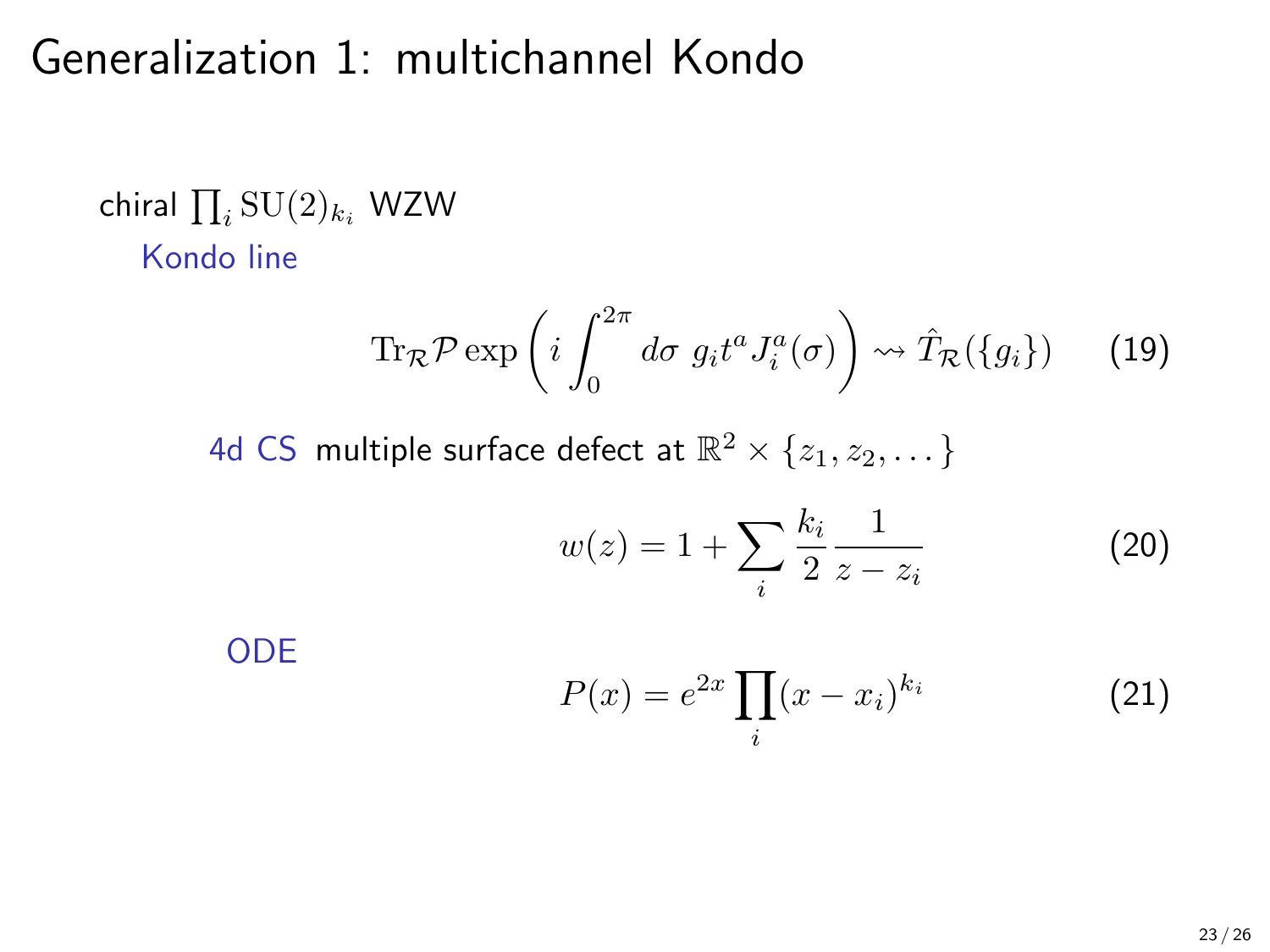# Generalization 1: multichannel Kondo

chiral $\prod_i \mathrm{SU}(2)_{k_i}$ WZW

Kondo line

$$\mathrm{Tr}_{\mathcal{R}} \mathcal{P} \exp\left( i \int_0^{2\pi} d\sigma \; g_i t^a J_i^a(\sigma) \right) \rightsquigarrow \hat{T}_{\mathcal{R}}(\{g_i\}) \tag{19}$$

4d CS multiple surface defect at $\mathbb{R}^2 \times \{z_1, z_2, \dots\}$

$$w(z) = 1 + \sum_i \frac{k_i}{2} \frac{1}{z - z_i} \tag{20}$$

ODE

$$P(x) = e^{2x} \prod_i (x - x_i)^{k_i} \tag{21}$$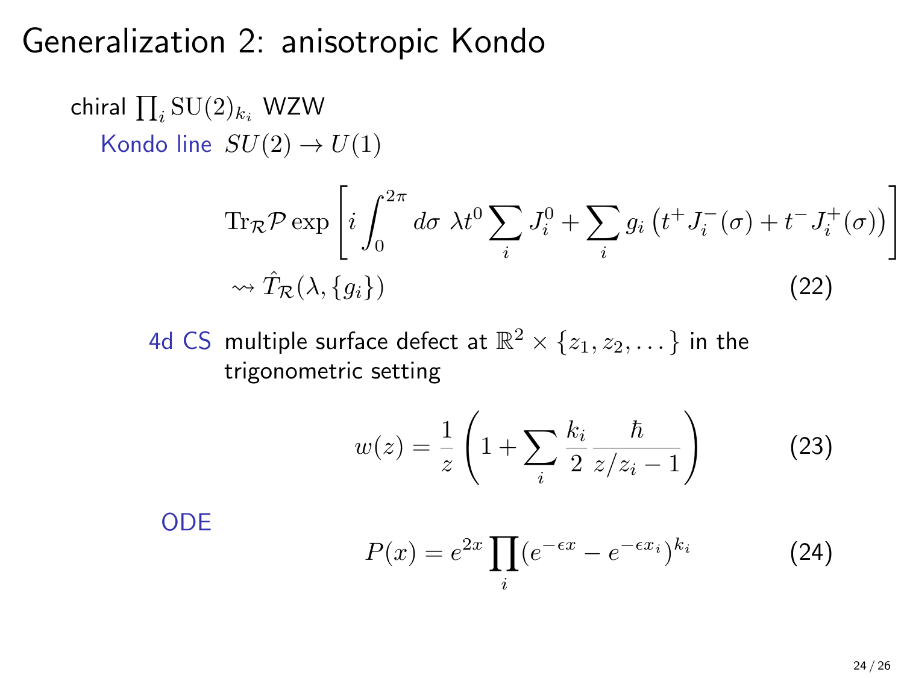# Generalization 2: anisotropic Kondo

chiral $\prod_i \mathrm{SU}(2)_{k_i}$ WZW

Kondo line $SU(2) \to U(1)$

$$\mathrm{Tr}_{\mathcal{R}} \mathcal{P} \exp \left[ i \int_0^{2\pi} d\sigma \; \lambda t^0 \sum_i J_i^0 + \sum_i g_i \left( t^+ J_i^-(\sigma) + t^- J_i^+(\sigma) \right) \right]$$
$$\rightsquigarrow \hat{T}_{\mathcal{R}}(\lambda, \{g_i\}) \tag{22}$$

4d CS multiple surface defect at $\mathbb{R}^2 \times \{z_1, z_2, \dots\}$ in the trigonometric setting

$$w(z) = \frac{1}{z} \left( 1 + \sum_i \frac{k_i}{2} \frac{\hbar}{z/z_i - 1} \right) \tag{23}$$

ODE

$$P(x) = e^{2x} \prod_i (e^{-\epsilon x} - e^{-\epsilon x_i})^{k_i} \tag{24}$$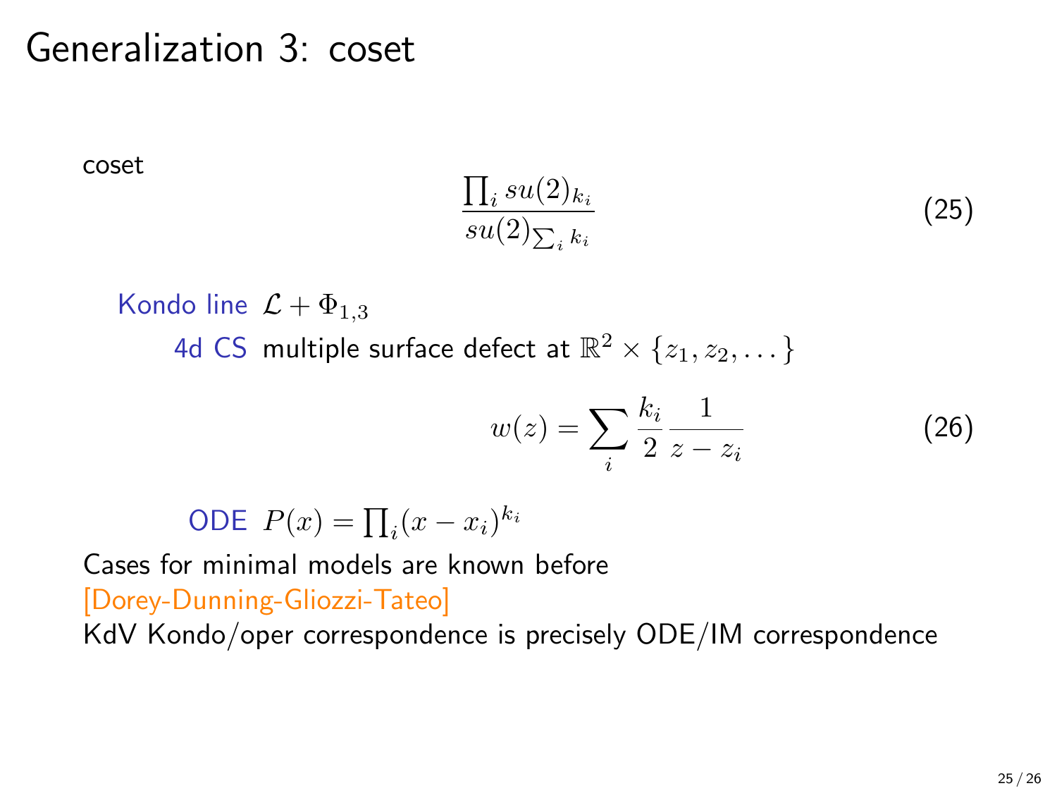# Generalization 3: coset

coset

$$\frac{\prod_i su(2)_{k_i}}{su(2)_{\sum_i k_i}} \tag{25}$$

Kondo line $\mathcal{L} + \Phi_{1,3}$

4d CS multiple surface defect at $\mathbb{R}^2 \times \{z_1, z_2, \dots\}$

$$w(z) = \sum_i \frac{k_i}{2} \frac{1}{z - z_i} \tag{26}$$

ODE $P(x) = \prod_i (x - x_i)^{k_i}$

Cases for minimal models are known before
[Dorey-Dunning-Gliozzi-Tateo]
KdV Kondo/oper correspondence is precisely ODE/IM correspondence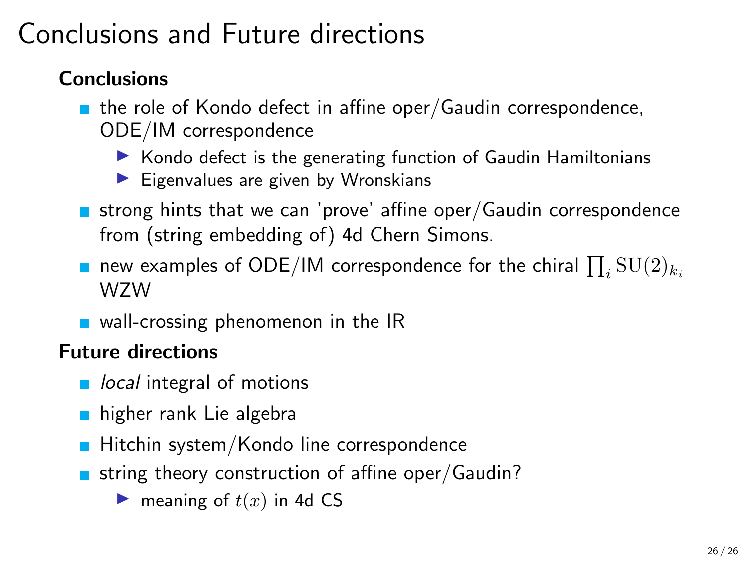# Conclusions and Future directions

**Conclusions**

- the role of Kondo defect in affine oper/Gaudin correspondence, ODE/IM correspondence
  - Kondo defect is the generating function of Gaudin Hamiltonians
  - Eigenvalues are given by Wronskians
- strong hints that we can 'prove' affine oper/Gaudin correspondence from (string embedding of) 4d Chern Simons.
- new examples of ODE/IM correspondence for the chiral $\prod_i \mathrm{SU}(2)_{k_i}$ WZW
- wall-crossing phenomenon in the IR

**Future directions**

- *local* integral of motions
- higher rank Lie algebra
- Hitchin system/Kondo line correspondence
- string theory construction of affine oper/Gaudin?
  - meaning of $t(x)$ in 4d CS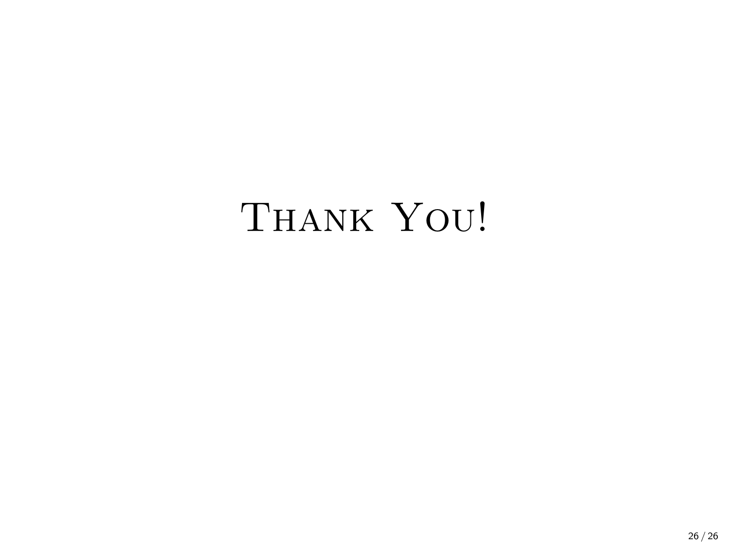# Thank You!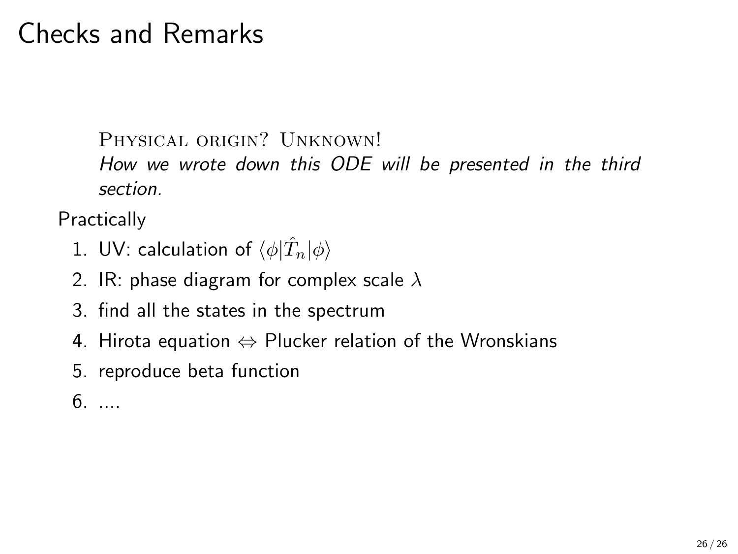# Checks and Remarks

PHYSICAL ORIGIN? UNKNOWN!
*How we wrote down this ODE will be presented in the third section.*

Practically

1. UV: calculation of $\langle \phi | \hat{T}_n | \phi \rangle$
2. IR: phase diagram for complex scale $\lambda$
3. find all the states in the spectrum
4. Hirota equation $\Leftrightarrow$ Plucker relation of the Wronskians
5. reproduce beta function
6. ....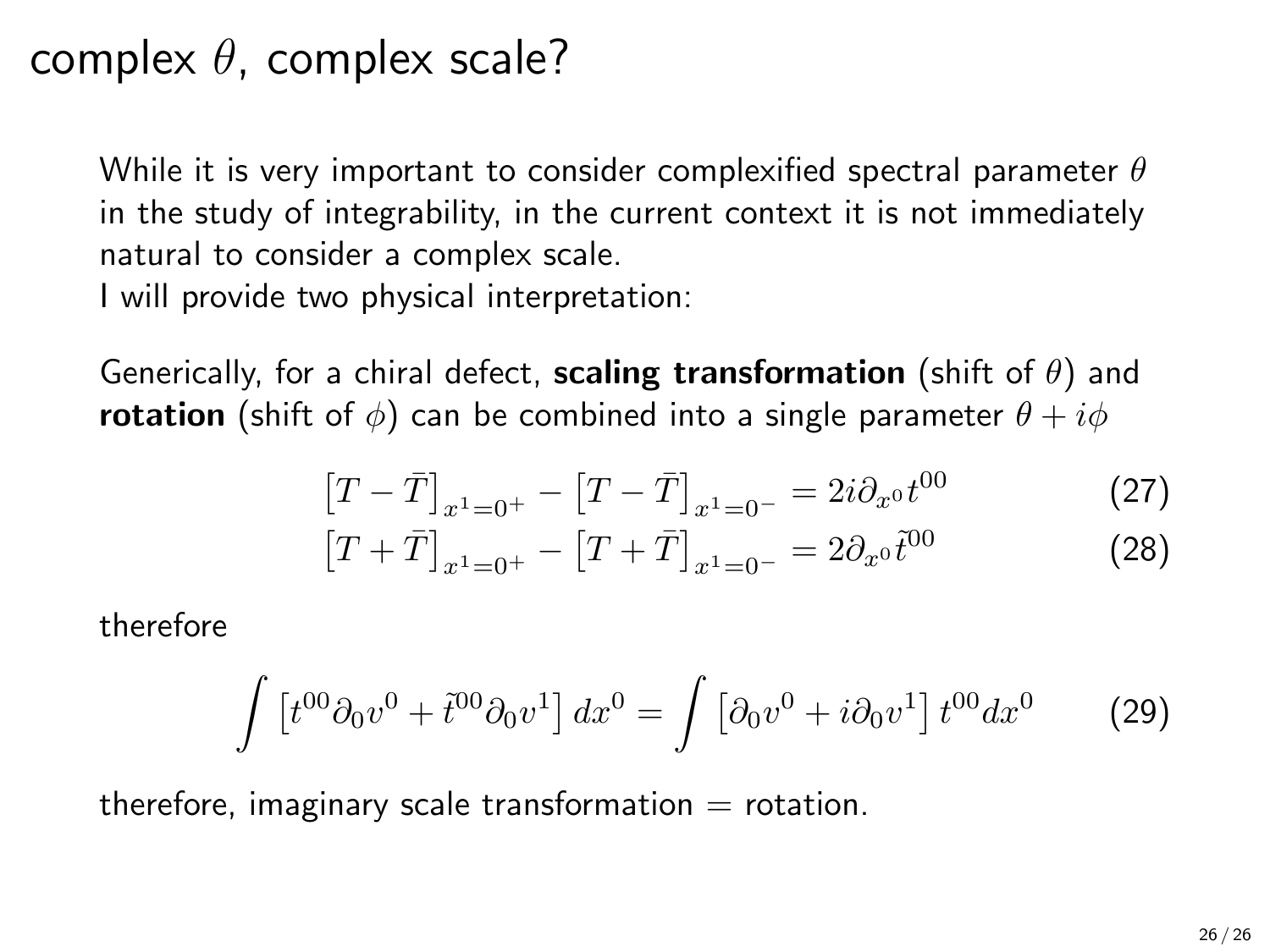# complex $\theta$, complex scale?

While it is very important to consider complexified spectral parameter $\theta$ in the study of integrability, in the current context it is not immediately natural to consider a complex scale.
I will provide two physical interpretation:

Generically, for a chiral defect, **scaling transformation** (shift of $\theta$) and **rotation** (shift of $\phi$) can be combined into a single parameter $\theta + i\phi$

$$\left[T - \bar{T}\right]_{x^1=0^+} - \left[T - \bar{T}\right]_{x^1=0^-} = 2i\partial_{x^0} t^{00} \tag{27}$$

$$\left[T + \bar{T}\right]_{x^1=0^+} - \left[T + \bar{T}\right]_{x^1=0^-} = 2\partial_{x^0} \tilde{t}^{00} \tag{28}$$

therefore

$$\int \left[t^{00}\partial_0 v^0 + \tilde{t}^{00}\partial_0 v^1\right] dx^0 = \int \left[\partial_0 v^0 + i\partial_0 v^1\right] t^{00} dx^0 \tag{29}$$

therefore, imaginary scale transformation = rotation.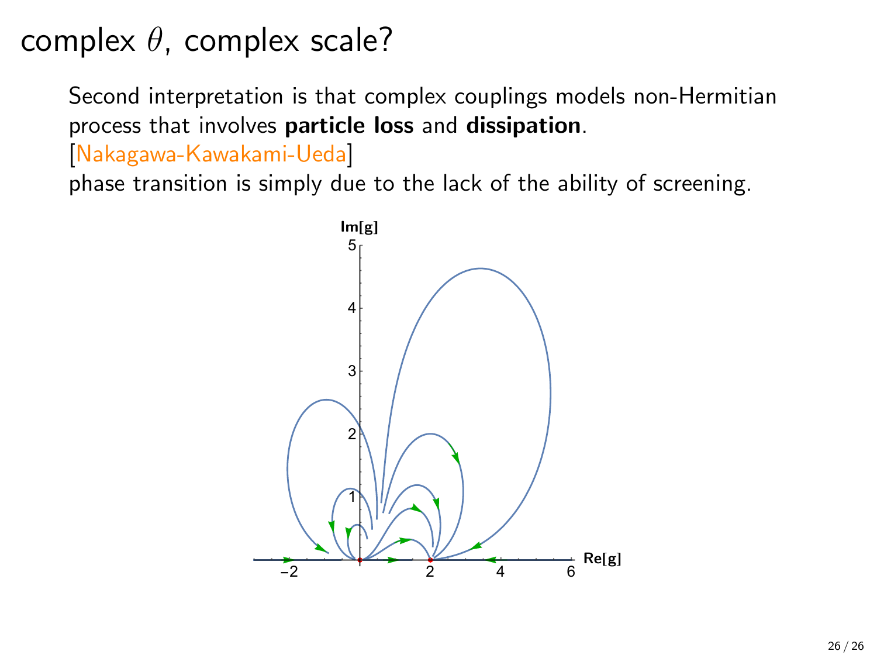# complex $\theta$, complex scale?

Second interpretation is that complex couplings models non-Hermitian process that involves **particle loss** and **dissipation**. [Nakagawa-Kawakami-Ueda]

phase transition is simply due to the lack of the ability of screening.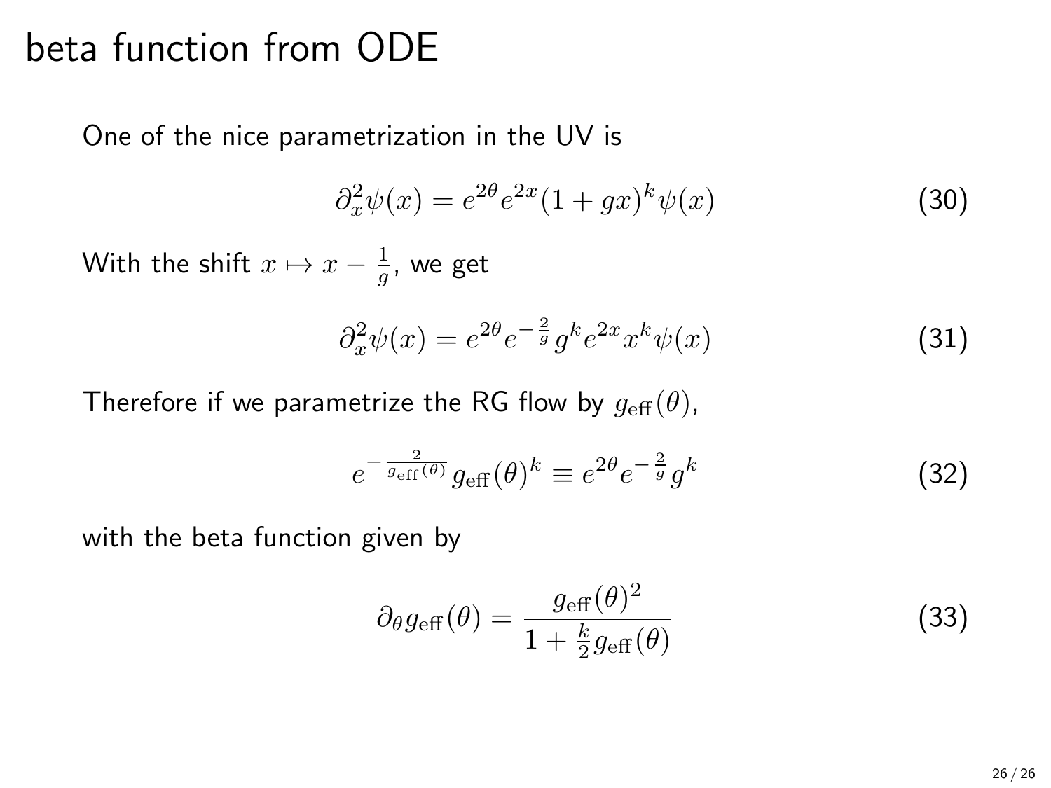# beta function from ODE

One of the nice parametrization in the UV is

$$\partial_x^2 \psi(x) = e^{2\theta} e^{2x} (1 + gx)^k \psi(x) \tag{30}$$

With the shift $x \mapsto x - \frac{1}{g}$, we get

$$\partial_x^2 \psi(x) = e^{2\theta} e^{-\frac{2}{g}} g^k e^{2x} x^k \psi(x) \tag{31}$$

Therefore if we parametrize the RG flow by $g_{\text{eff}}(\theta)$,

$$e^{-\frac{2}{g_{\text{eff}}(\theta)}} g_{\text{eff}}(\theta)^k \equiv e^{2\theta} e^{-\frac{2}{g}} g^k \tag{32}$$

with the beta function given by

$$\partial_\theta g_{\text{eff}}(\theta) = \frac{g_{\text{eff}}(\theta)^2}{1 + \frac{k}{2} g_{\text{eff}}(\theta)} \tag{33}$$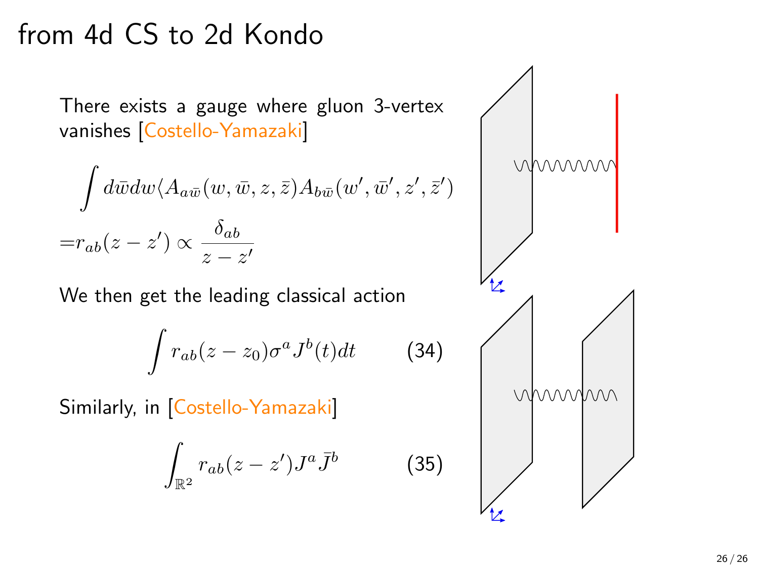# from 4d CS to 2d Kondo

There exists a gauge where gluon 3-vertex vanishes [Costello-Yamazaki]

$$\int d\bar{w}dw \langle A_{a\bar{w}}(w,\bar{w},z,\bar{z}) A_{b\bar{w}}(w',\bar{w}',z',\bar{z}')$$
$$= r_{ab}(z-z') \propto \frac{\delta_{ab}}{z-z'}$$

We then get the leading classical action

$$\int r_{ab}(z-z_0)\sigma^a J^b(t) dt \qquad (34)$$

Similarly, in [Costello-Yamazaki]

$$\int_{\mathbb{R}^2} r_{ab}(z-z') J^a \bar{J}^b \qquad (35)$$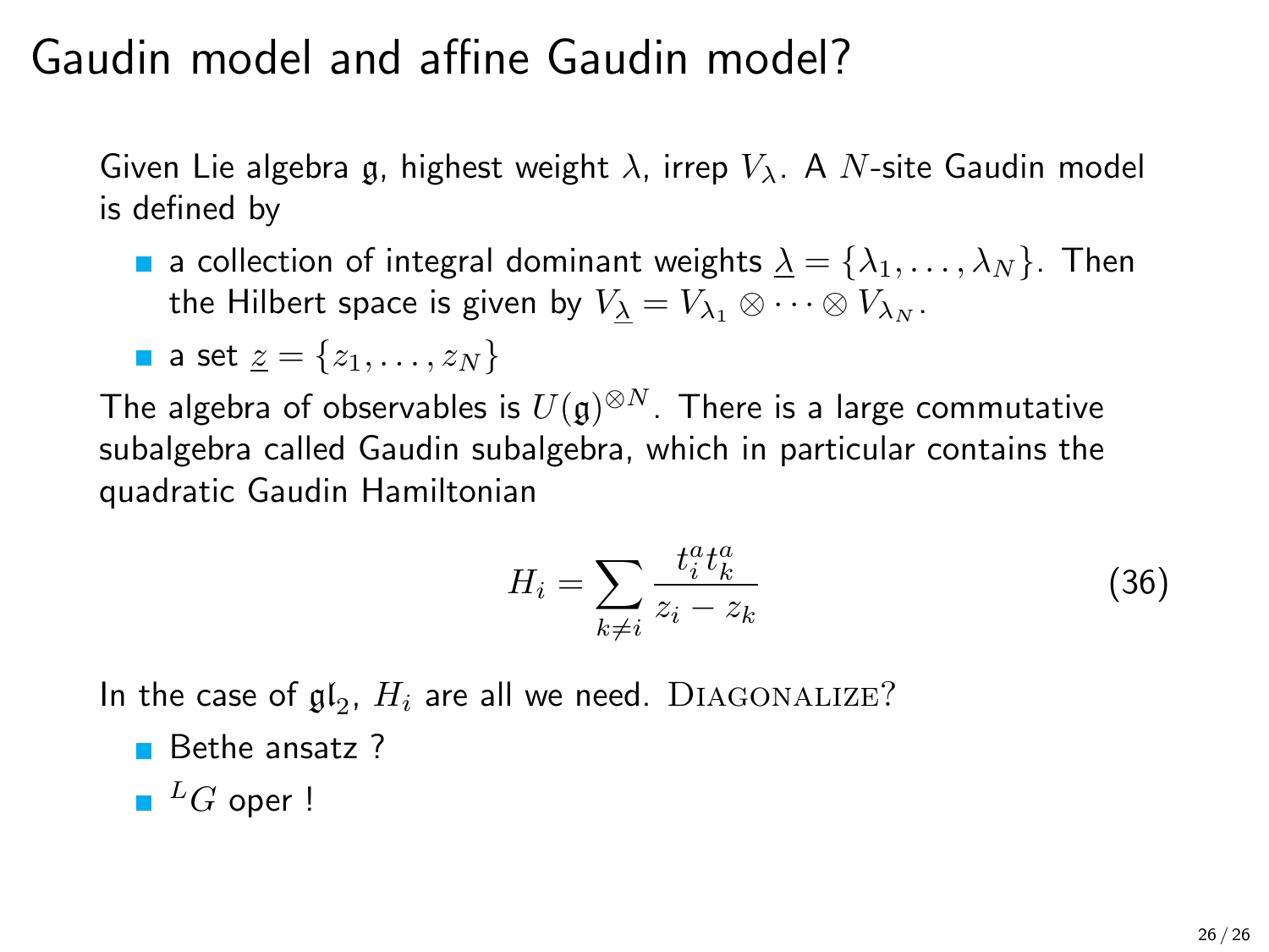# Gaudin model and affine Gaudin model?

Given Lie algebra $\mathfrak{g}$, highest weight $\lambda$, irrep $V_\lambda$. A $N$-site Gaudin model is defined by

- a collection of integral dominant weights $\underline{\lambda} = \{\lambda_1, \ldots, \lambda_N\}$. Then the Hilbert space is given by $V_{\underline{\lambda}} = V_{\lambda_1} \otimes \cdots \otimes V_{\lambda_N}$.
- a set $\underline{z} = \{z_1, \ldots, z_N\}$

The algebra of observables is $U(\mathfrak{g})^{\otimes N}$. There is a large commutative subalgebra called Gaudin subalgebra, which in particular contains the quadratic Gaudin Hamiltonian

$$H_i = \sum_{k \neq i} \frac{t_i^a t_k^a}{z_i - z_k} \tag{36}$$

In the case of $\mathfrak{gl}_2$, $H_i$ are all we need. DIAGONALIZE?

- Bethe ansatz ?
- ${}^L G$ oper !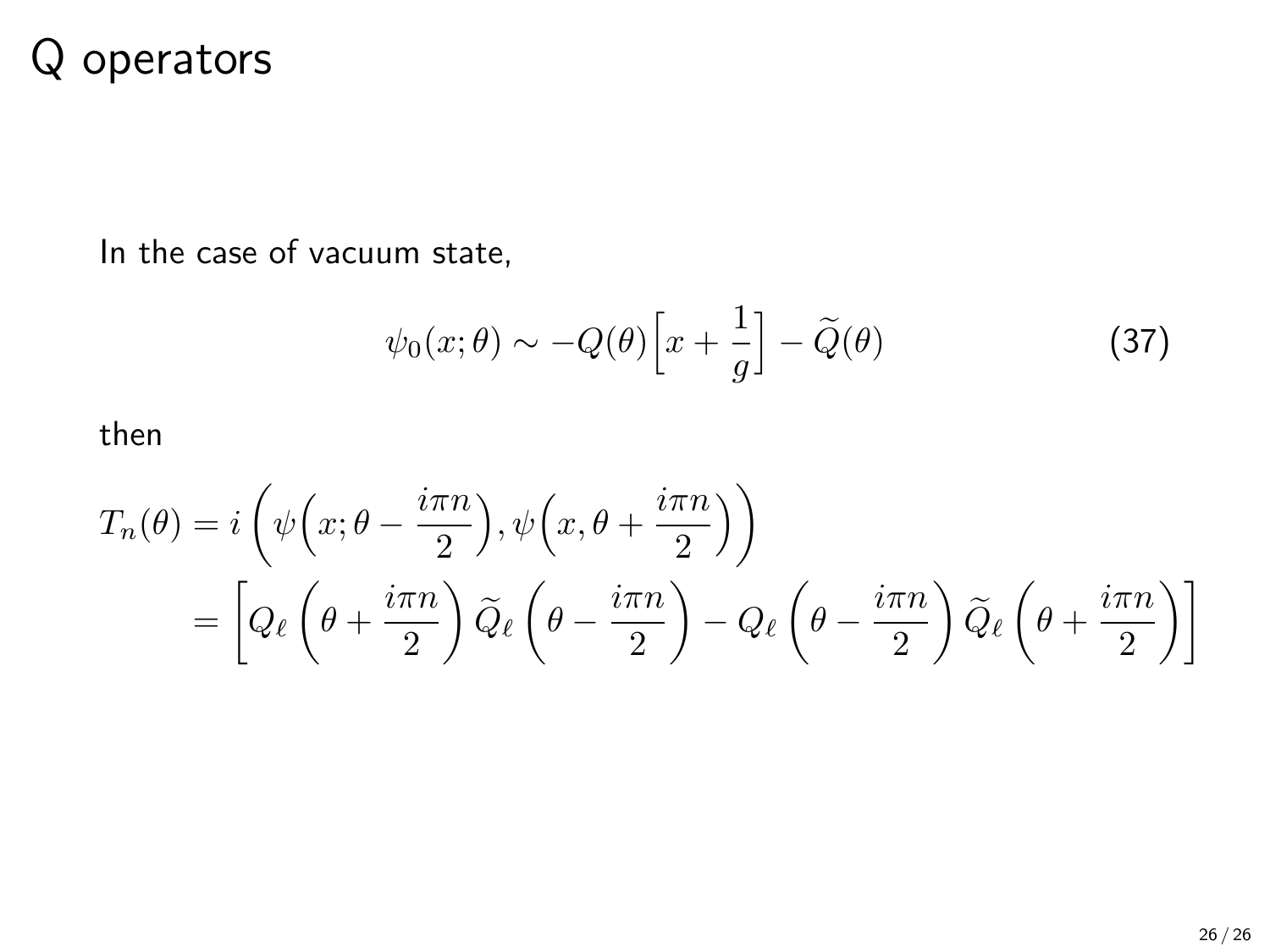# Q operators

In the case of vacuum state,

$$\psi_0(x;\theta) \sim -Q(\theta)\Big[x + \frac{1}{g}\Big] - \widetilde{Q}(\theta) \tag{37}$$

then

$$\begin{aligned}
T_n(\theta) &= i\left(\psi\Big(x;\theta - \frac{i\pi n}{2}\Big), \psi\Big(x, \theta + \frac{i\pi n}{2}\Big)\right) \\
&= \left[Q_\ell\left(\theta + \frac{i\pi n}{2}\right)\widetilde{Q}_\ell\left(\theta - \frac{i\pi n}{2}\right) - Q_\ell\left(\theta - \frac{i\pi n}{2}\right)\widetilde{Q}_\ell\left(\theta + \frac{i\pi n}{2}\right)\right]
\end{aligned}$$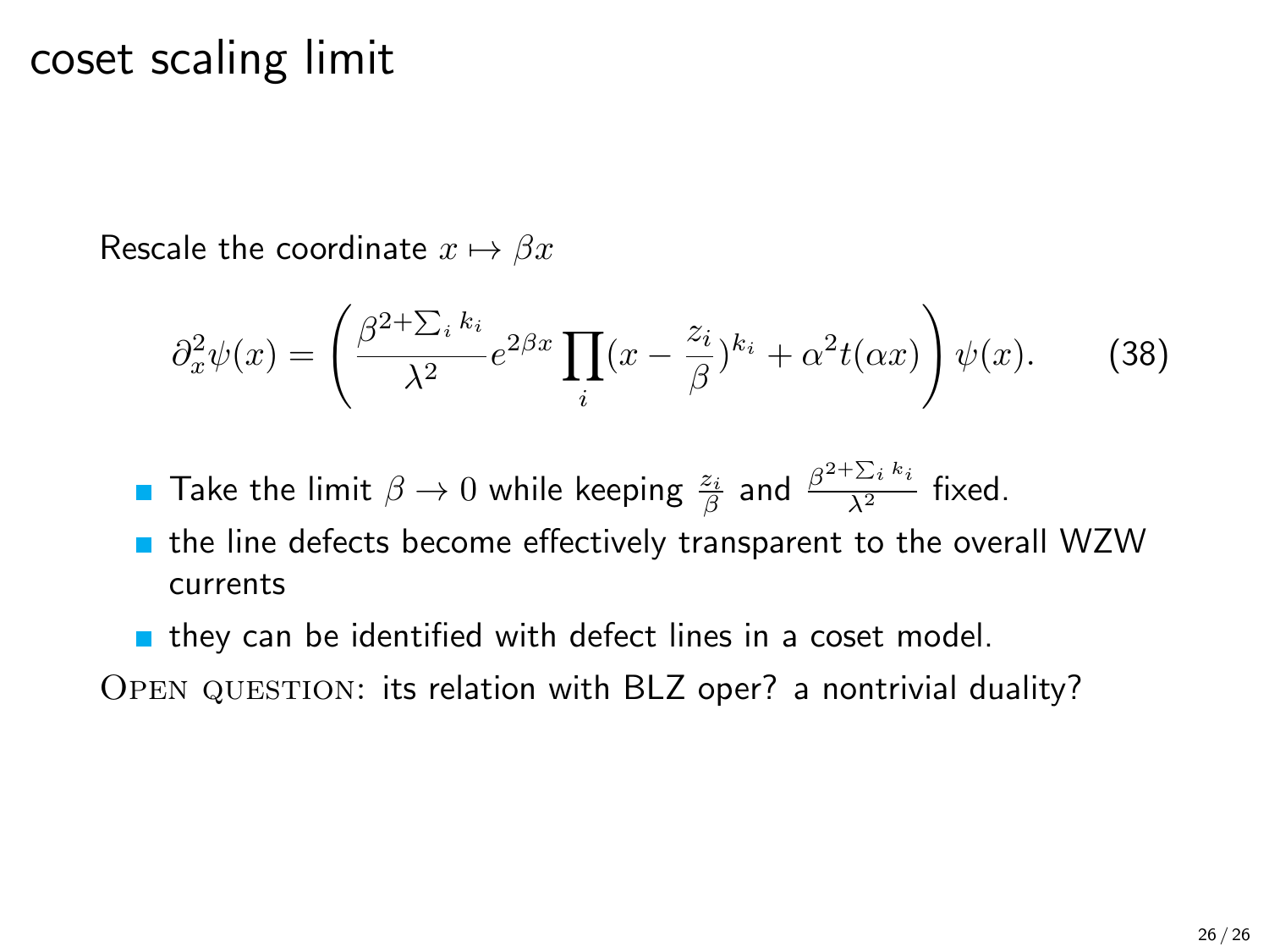# coset scaling limit

Rescale the coordinate $x \mapsto \beta x$

$$\partial_x^2 \psi(x) = \left( \frac{\beta^{2+\sum_i k_i}}{\lambda^2} e^{2\beta x} \prod_i (x - \frac{z_i}{\beta})^{k_i} + \alpha^2 t(\alpha x) \right) \psi(x). \qquad (38)$$

- Take the limit $\beta \to 0$ while keeping $\frac{z_i}{\beta}$ and $\frac{\beta^{2+\sum_i k_i}}{\lambda^2}$ fixed.
- the line defects become effectively transparent to the overall WZW currents
- they can be identified with defect lines in a coset model.

Open question: its relation with BLZ oper? a nontrivial duality?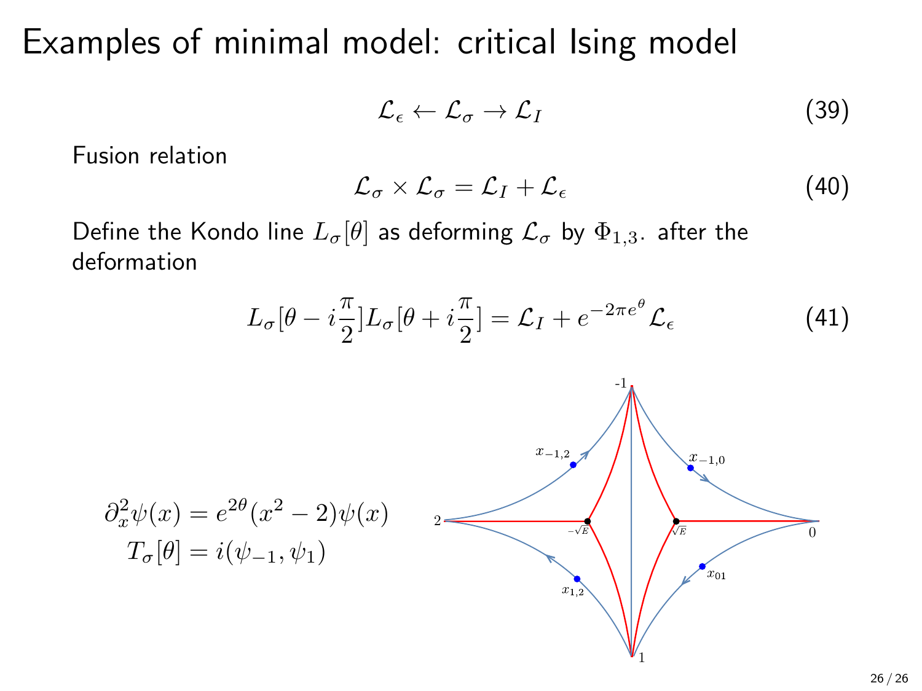# Examples of minimal model: critical Ising model

$$\mathcal{L}_\epsilon \leftarrow \mathcal{L}_\sigma \rightarrow \mathcal{L}_I \tag{39}$$

Fusion relation

$$\mathcal{L}_\sigma \times \mathcal{L}_\sigma = \mathcal{L}_I + \mathcal{L}_\epsilon \tag{40}$$

Define the Kondo line $L_\sigma[\theta]$ as deforming $\mathcal{L}_\sigma$ by $\Phi_{1,3}$. after the deformation

$$L_\sigma[\theta - i\frac{\pi}{2}]L_\sigma[\theta + i\frac{\pi}{2}] = \mathcal{L}_I + e^{-2\pi e^\theta}\mathcal{L}_\epsilon \tag{41}$$

$$\partial_x^2\psi(x) = e^{2\theta}(x^2 - 2)\psi(x)$$
$$T_\sigma[\theta] = i(\psi_{-1}, \psi_1)$$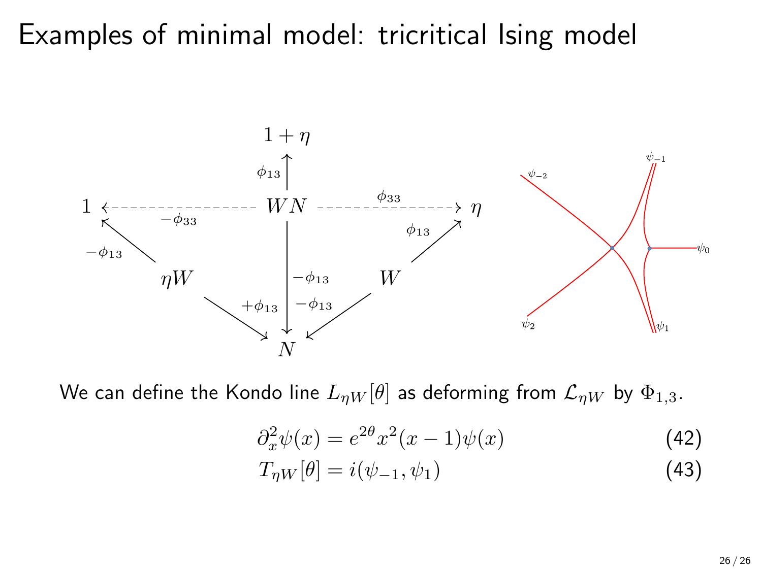# Examples of minimal model: tricritical Ising model

We can define the Kondo line $L_{\eta W}[\theta]$ as deforming from $\mathcal{L}_{\eta W}$ by $\Phi_{1,3}$.

$$\partial_x^2 \psi(x) = e^{2\theta} x^2 (x-1) \psi(x) \tag{42}$$

$$T_{\eta W}[\theta] = i(\psi_{-1}, \psi_1) \tag{43}$$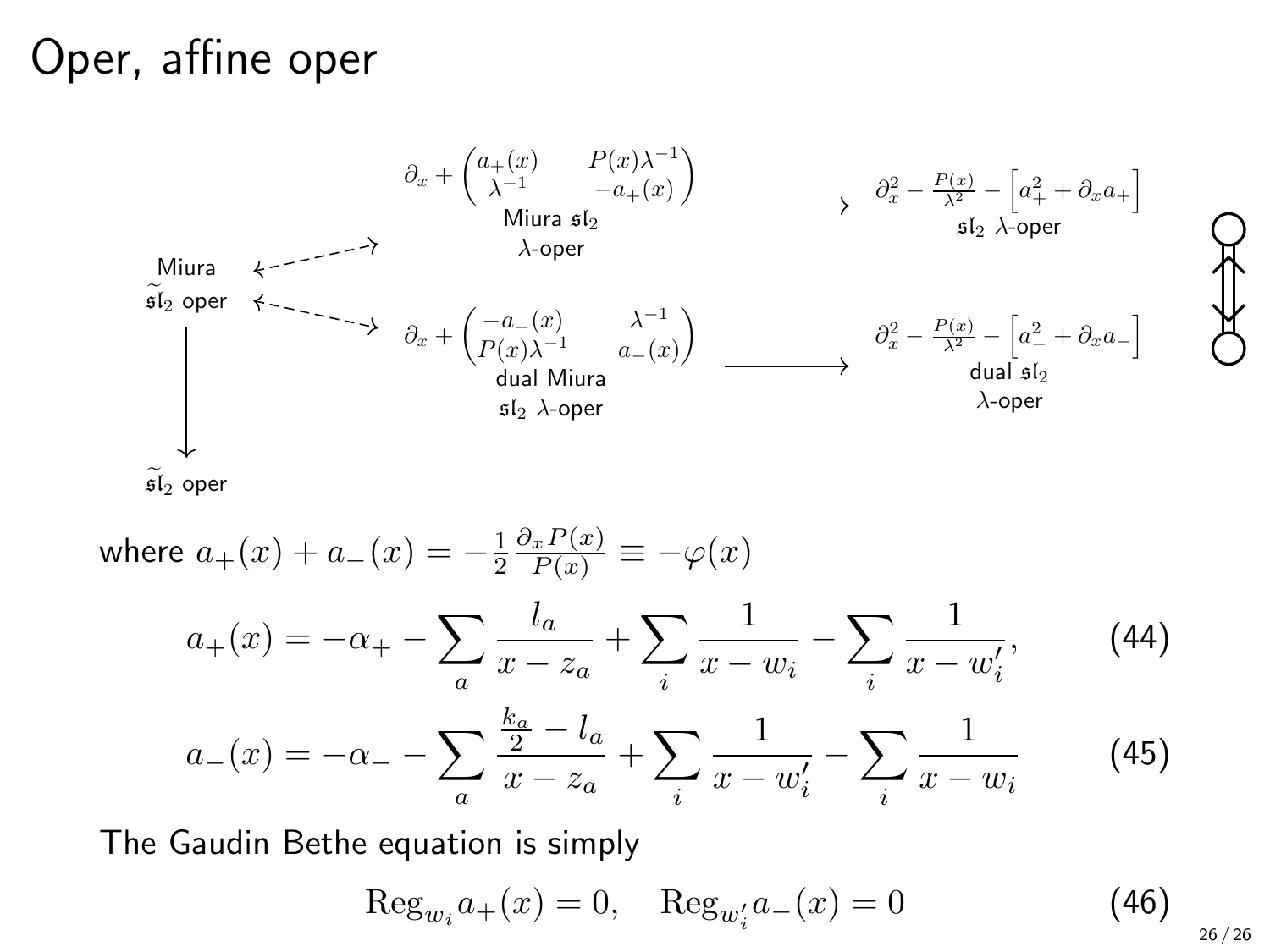# Oper, affine oper

Miura $\widetilde{\mathfrak{sl}}_2$ oper

$$\partial_x + \begin{pmatrix} a_+(x) & P(x)\lambda^{-1} \\ \lambda^{-1} & -a_+(x) \end{pmatrix}$$

Miura $\mathfrak{sl}_2$ $\lambda$-oper

$$\longrightarrow \quad \partial_x^2 - \frac{P(x)}{\lambda^2} - \left[a_+^2 + \partial_x a_+\right]$$

$\mathfrak{sl}_2$ $\lambda$-oper

$$\partial_x + \begin{pmatrix} -a_-(x) & \lambda^{-1} \\ P(x)\lambda^{-1} & a_-(x) \end{pmatrix}$$

dual Miura $\mathfrak{sl}_2$ $\lambda$-oper

$$\longrightarrow \quad \partial_x^2 - \frac{P(x)}{\lambda^2} - \left[a_-^2 + \partial_x a_-\right]$$

dual $\mathfrak{sl}_2$ $\lambda$-oper

$\widetilde{\mathfrak{sl}}_2$ oper

where $a_+(x) + a_-(x) = -\frac{1}{2}\frac{\partial_x P(x)}{P(x)} \equiv -\varphi(x)$

$$a_+(x) = -\alpha_+ - \sum_a \frac{l_a}{x - z_a} + \sum_i \frac{1}{x - w_i} - \sum_i \frac{1}{x - w_i'}, \qquad (44)$$

$$a_-(x) = -\alpha_- - \sum_a \frac{\frac{k_a}{2} - l_a}{x - z_a} + \sum_i \frac{1}{x - w_i'} - \sum_i \frac{1}{x - w_i} \qquad (45)$$

The Gaudin Bethe equation is simply

$$\mathrm{Reg}_{w_i} a_+(x) = 0, \quad \mathrm{Reg}_{w_i'} a_-(x) = 0 \qquad (46)$$